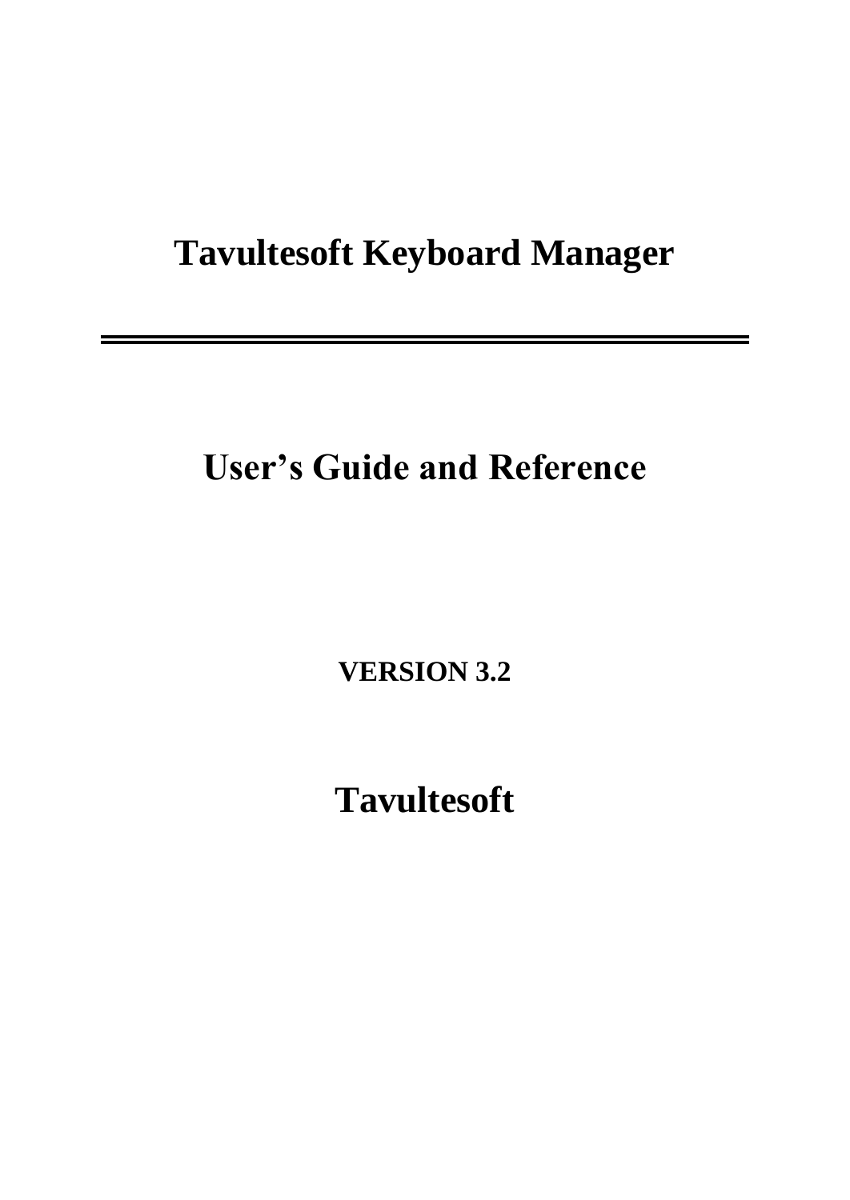# Tavultesoft Keyboard Manager

---

## User's Guide and Reference

**VERSION 3.2**

## Tavultesoft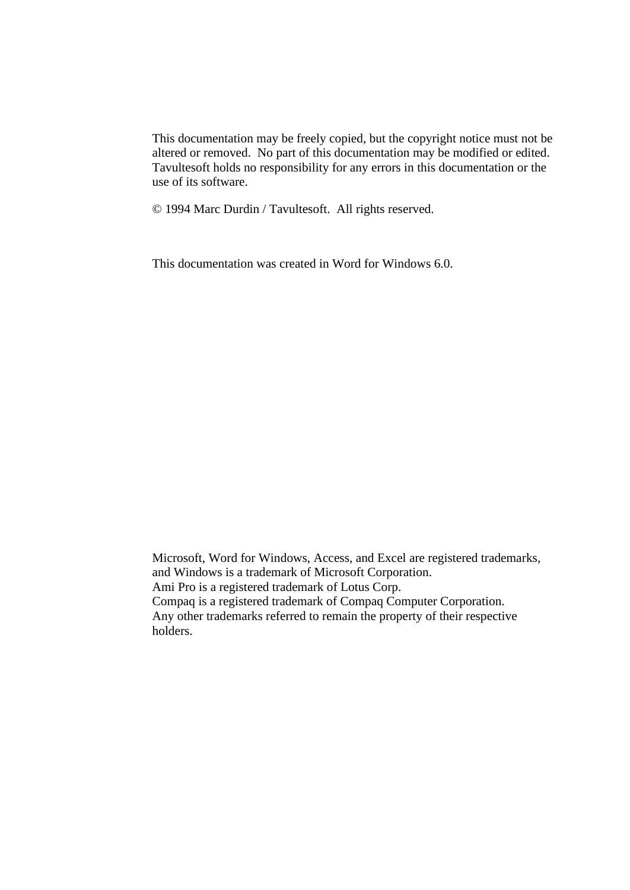This documentation may be freely copied, but the copyright notice must not be altered or removed. No part of this documentation may be modified or edited. Tavultesoft holds no responsibility for any errors in this documentation or the use of its software.

© 1994 Marc Durdin / Tavultesoft. All rights reserved.

This documentation was created in Word for Windows 6.0.

Microsoft, Word for Windows, Access, and Excel are registered trademarks, and Windows is a trademark of Microsoft Corporation.
Ami Pro is a registered trademark of Lotus Corp.
Compaq is a registered trademark of Compaq Computer Corporation.
Any other trademarks referred to remain the property of their respective holders.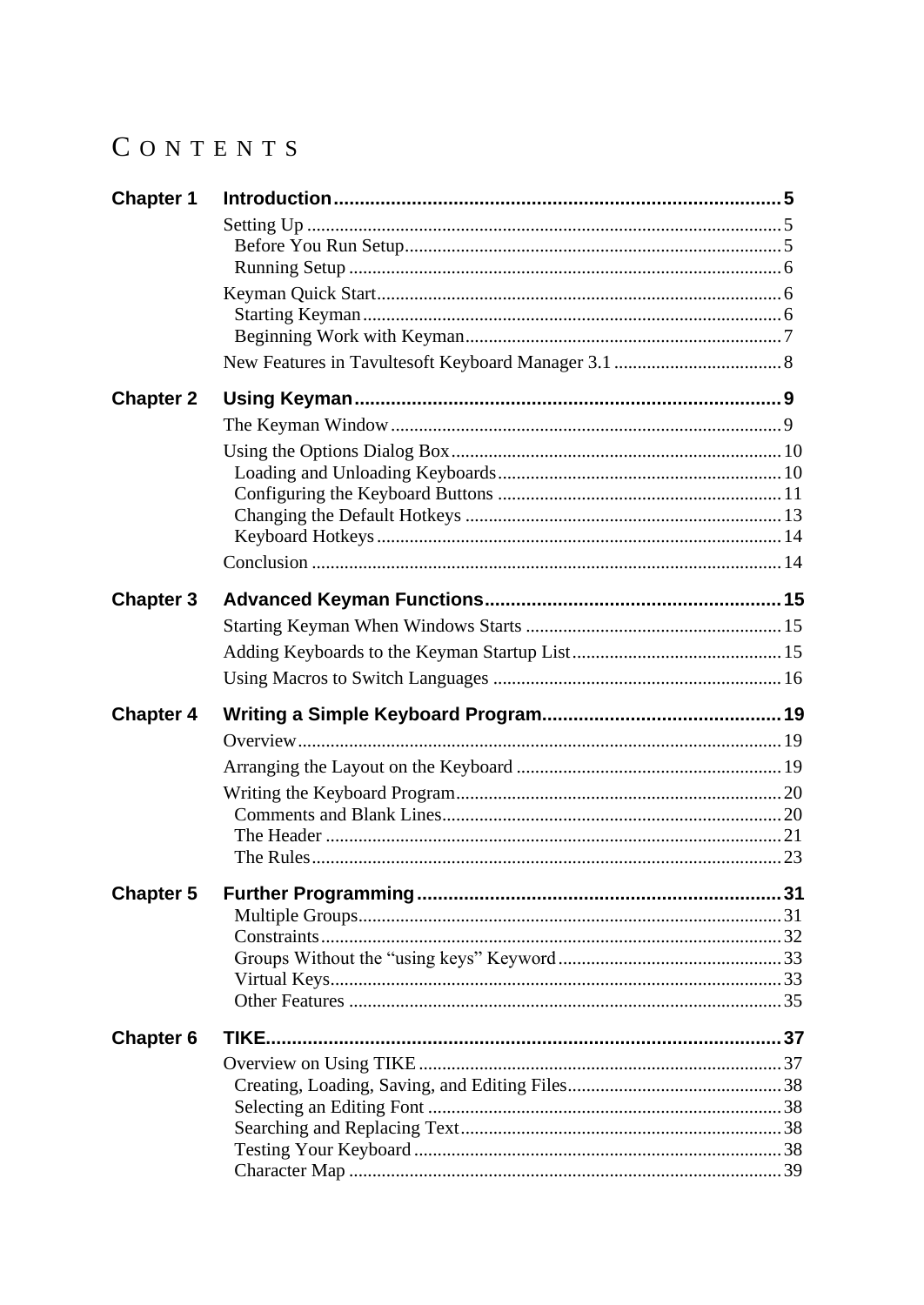# CONTENTS

**Chapter 1 Introduction** ..... 5

- Setting Up ..... 5
  - Before You Run Setup ..... 5
  - Running Setup ..... 6
- Keyman Quick Start ..... 6
  - Starting Keyman ..... 6
  - Beginning Work with Keyman ..... 7
- New Features in Tavultesoft Keyboard Manager 3.1 ..... 8

**Chapter 2 Using Keyman** ..... 9

- The Keyman Window ..... 9
- Using the Options Dialog Box ..... 10
  - Loading and Unloading Keyboards ..... 10
  - Configuring the Keyboard Buttons ..... 11
  - Changing the Default Hotkeys ..... 13
  - Keyboard Hotkeys ..... 14
- Conclusion ..... 14

**Chapter 3 Advanced Keyman Functions** ..... 15

- Starting Keyman When Windows Starts ..... 15
- Adding Keyboards to the Keyman Startup List ..... 15
- Using Macros to Switch Languages ..... 16

**Chapter 4 Writing a Simple Keyboard Program** ..... 19

- Overview ..... 19
- Arranging the Layout on the Keyboard ..... 19
- Writing the Keyboard Program ..... 20
  - Comments and Blank Lines ..... 20
  - The Header ..... 21
  - The Rules ..... 23

**Chapter 5 Further Programming** ..... 31

- Multiple Groups ..... 31
- Constraints ..... 32
- Groups Without the “using keys” Keyword ..... 33
- Virtual Keys ..... 33
- Other Features ..... 35

**Chapter 6 TIKE** ..... 37

- Overview on Using TIKE ..... 37
  - Creating, Loading, Saving, and Editing Files ..... 38
  - Selecting an Editing Font ..... 38
  - Searching and Replacing Text ..... 38
  - Testing Your Keyboard ..... 38
  - Character Map ..... 39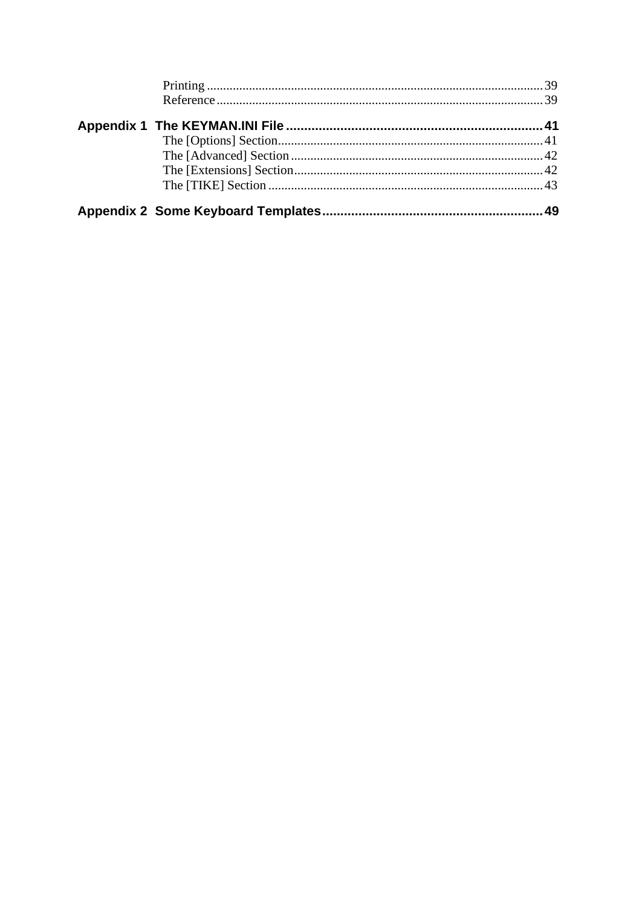Printing ........................................................................................................ 39
Reference ..................................................................................................... 39

**Appendix 1 The KEYMAN.INI File ....................................................................... 41**

The [Options] Section.................................................................................. 41
The [Advanced] Section .............................................................................. 42
The [Extensions] Section............................................................................. 42
The [TIKE] Section ..................................................................................... 43

**Appendix 2 Some Keyboard Templates............................................................ 49**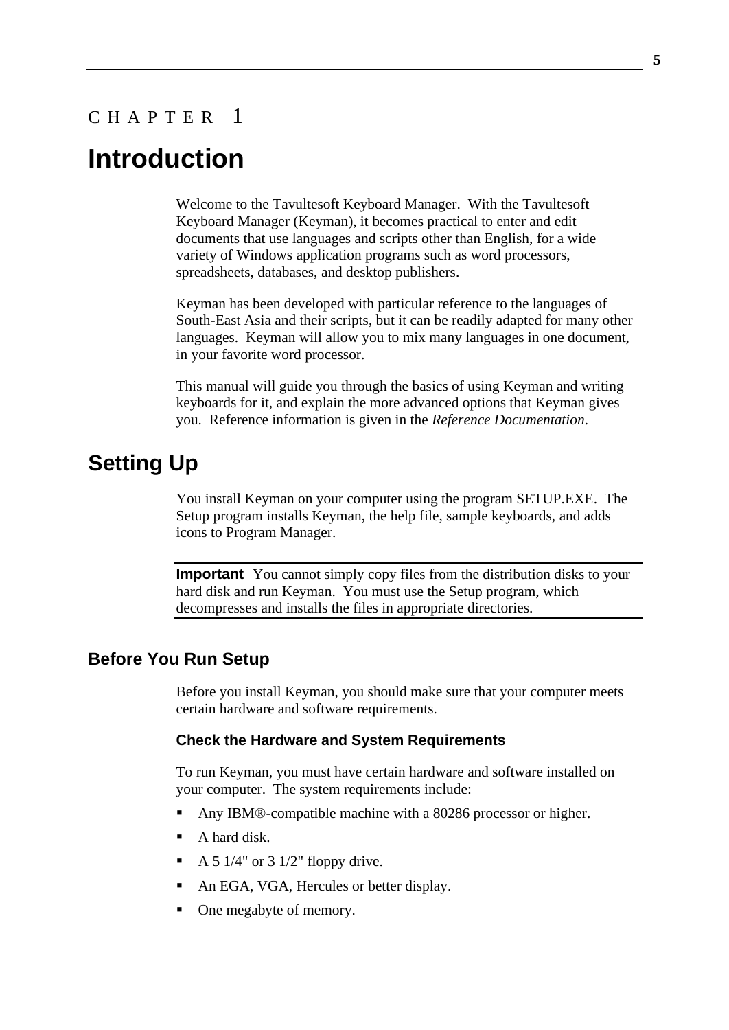CHAPTER 1

# Introduction

Welcome to the Tavultesoft Keyboard Manager. With the Tavultesoft Keyboard Manager (Keyman), it becomes practical to enter and edit documents that use languages and scripts other than English, for a wide variety of Windows application programs such as word processors, spreadsheets, databases, and desktop publishers.

Keyman has been developed with particular reference to the languages of South-East Asia and their scripts, but it can be readily adapted for many other languages. Keyman will allow you to mix many languages in one document, in your favorite word processor.

This manual will guide you through the basics of using Keyman and writing keyboards for it, and explain the more advanced options that Keyman gives you. Reference information is given in the *Reference Documentation*.

# Setting Up

You install Keyman on your computer using the program SETUP.EXE. The Setup program installs Keyman, the help file, sample keyboards, and adds icons to Program Manager.

**Important** You cannot simply copy files from the distribution disks to your hard disk and run Keyman. You must use the Setup program, which decompresses and installs the files in appropriate directories.

## Before You Run Setup

Before you install Keyman, you should make sure that your computer meets certain hardware and software requirements.

### Check the Hardware and System Requirements

To run Keyman, you must have certain hardware and software installed on your computer. The system requirements include:

- Any IBM®-compatible machine with a 80286 processor or higher.
- A hard disk.
- A 5 1/4" or 3 1/2" floppy drive.
- An EGA, VGA, Hercules or better display.
- One megabyte of memory.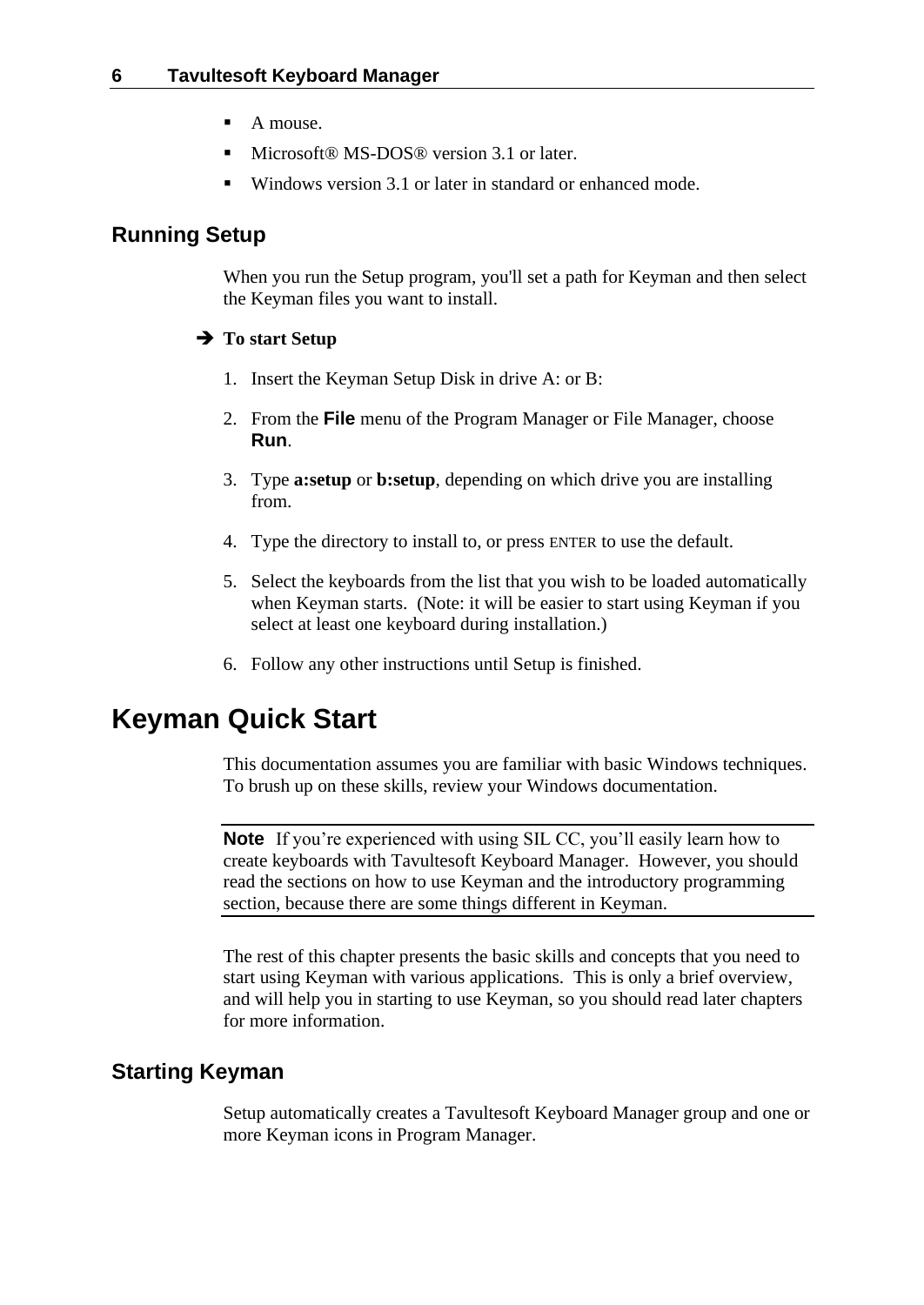- A mouse.
- Microsoft® MS-DOS® version 3.1 or later.
- Windows version 3.1 or later in standard or enhanced mode.

## Running Setup

When you run the Setup program, you'll set a path for Keyman and then select the Keyman files you want to install.

➔ **To start Setup**

1. Insert the Keyman Setup Disk in drive A: or B:
2. From the **File** menu of the Program Manager or File Manager, choose **Run**.
3. Type **a:setup** or **b:setup**, depending on which drive you are installing from.
4. Type the directory to install to, or press ENTER to use the default.
5. Select the keyboards from the list that you wish to be loaded automatically when Keyman starts. (Note: it will be easier to start using Keyman if you select at least one keyboard during installation.)
6. Follow any other instructions until Setup is finished.

# Keyman Quick Start

This documentation assumes you are familiar with basic Windows techniques. To brush up on these skills, review your Windows documentation.

---

**Note** If you're experienced with using SIL CC, you'll easily learn how to create keyboards with Tavultesoft Keyboard Manager. However, you should read the sections on how to use Keyman and the introductory programming section, because there are some things different in Keyman.

---

The rest of this chapter presents the basic skills and concepts that you need to start using Keyman with various applications. This is only a brief overview, and will help you in starting to use Keyman, so you should read later chapters for more information.

## Starting Keyman

Setup automatically creates a Tavultesoft Keyboard Manager group and one or more Keyman icons in Program Manager.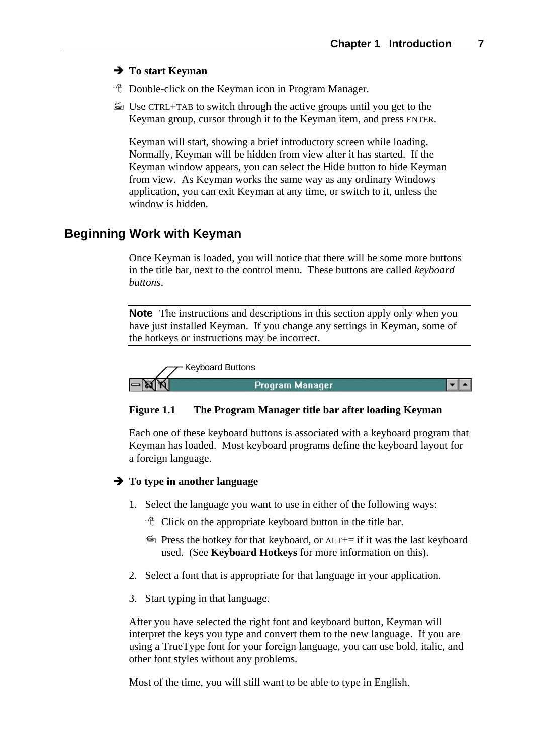**➔ To start Keyman**

- Double-click on the Keyman icon in Program Manager.
- Use CTRL+TAB to switch through the active groups until you get to the Keyman group, cursor through it to the Keyman item, and press ENTER.

Keyman will start, showing a brief introductory screen while loading. Normally, Keyman will be hidden from view after it has started. If the Keyman window appears, you can select the Hide button to hide Keyman from view. As Keyman works the same way as any ordinary Windows application, you can exit Keyman at any time, or switch to it, unless the window is hidden.

## Beginning Work with Keyman

Once Keyman is loaded, you will notice that there will be some more buttons in the title bar, next to the control menu. These buttons are called *keyboard buttons*.

---

**Note** The instructions and descriptions in this section apply only when you have just installed Keyman. If you change any settings in Keyman, some of the hotkeys or instructions may be incorrect.

---

Keyboard Buttons

Program Manager

**Figure 1.1 The Program Manager title bar after loading Keyman**

Each one of these keyboard buttons is associated with a keyboard program that Keyman has loaded. Most keyboard programs define the keyboard layout for a foreign language.

**➔ To type in another language**

1. Select the language you want to use in either of the following ways:
   - Click on the appropriate keyboard button in the title bar.
   - Press the hotkey for that keyboard, or ALT+= if it was the last keyboard used. (See **Keyboard Hotkeys** for more information on this).
2. Select a font that is appropriate for that language in your application.
3. Start typing in that language.

After you have selected the right font and keyboard button, Keyman will interpret the keys you type and convert them to the new language. If you are using a TrueType font for your foreign language, you can use bold, italic, and other font styles without any problems.

Most of the time, you will still want to be able to type in English.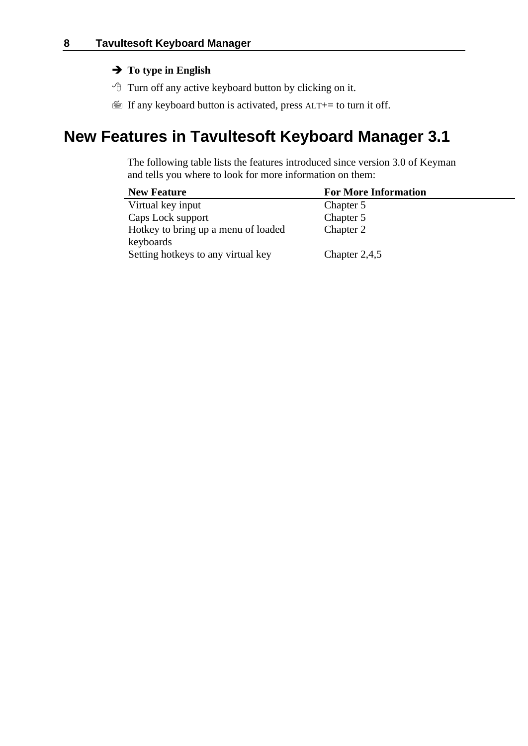**➔ To type in English**

- Turn off any active keyboard button by clicking on it.
- If any keyboard button is activated, press ALT+= to turn it off.

# New Features in Tavultesoft Keyboard Manager 3.1

The following table lists the features introduced since version 3.0 of Keyman and tells you where to look for more information on them:

| New Feature | For More Information |
|---|---|
| Virtual key input | Chapter 5 |
| Caps Lock support | Chapter 5 |
| Hotkey to bring up a menu of loaded keyboards | Chapter 2 |
| Setting hotkeys to any virtual key | Chapter 2,4,5 |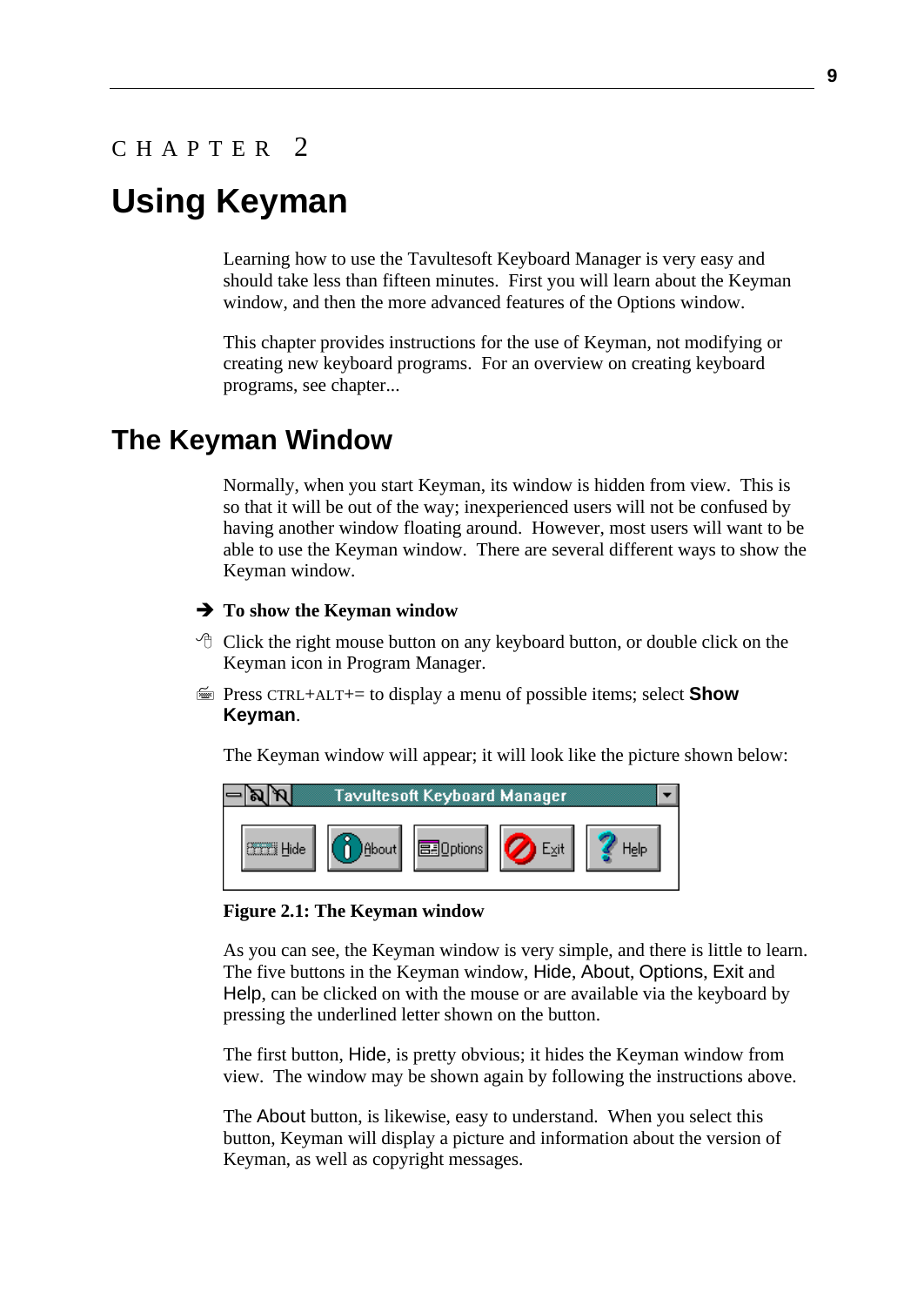CHAPTER 2

# Using Keyman

Learning how to use the Tavultesoft Keyboard Manager is very easy and should take less than fifteen minutes. First you will learn about the Keyman window, and then the more advanced features of the Options window.

This chapter provides instructions for the use of Keyman, not modifying or creating new keyboard programs. For an overview on creating keyboard programs, see chapter...

## The Keyman Window

Normally, when you start Keyman, its window is hidden from view. This is so that it will be out of the way; inexperienced users will not be confused by having another window floating around. However, most users will want to be able to use the Keyman window. There are several different ways to show the Keyman window.

➔ **To show the Keyman window**

- Click the right mouse button on any keyboard button, or double click on the Keyman icon in Program Manager.
- Press CTRL+ALT+= to display a menu of possible items; select **Show Keyman**.

The Keyman window will appear; it will look like the picture shown below:

**Figure 2.1: The Keyman window**

As you can see, the Keyman window is very simple, and there is little to learn. The five buttons in the Keyman window, Hide, About, Options, Exit and Help, can be clicked on with the mouse or are available via the keyboard by pressing the underlined letter shown on the button.

The first button, Hide, is pretty obvious; it hides the Keyman window from view. The window may be shown again by following the instructions above.

The About button, is likewise, easy to understand. When you select this button, Keyman will display a picture and information about the version of Keyman, as well as copyright messages.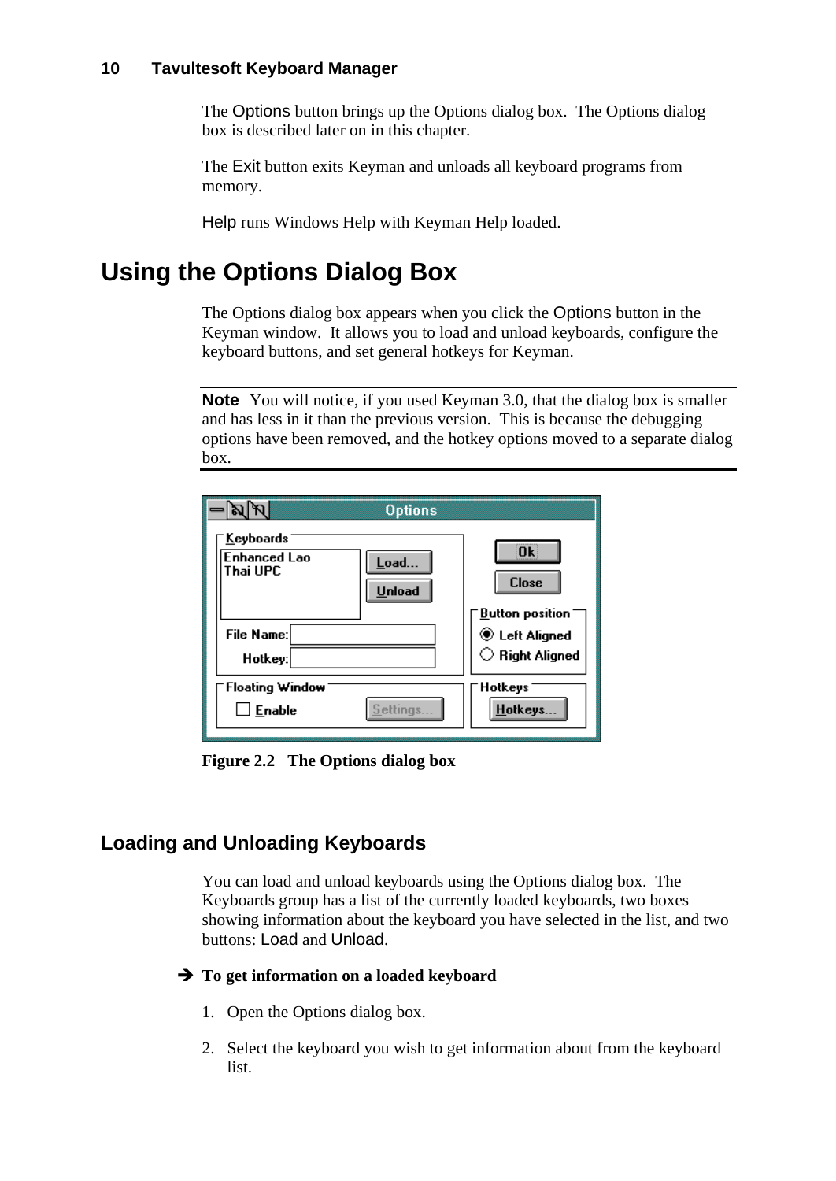The Options button brings up the Options dialog box. The Options dialog box is described later on in this chapter.

The Exit button exits Keyman and unloads all keyboard programs from memory.

Help runs Windows Help with Keyman Help loaded.

# Using the Options Dialog Box

The Options dialog box appears when you click the Options button in the Keyman window. It allows you to load and unload keyboards, configure the keyboard buttons, and set general hotkeys for Keyman.

---

**Note** You will notice, if you used Keyman 3.0, that the dialog box is smaller and has less in it than the previous version. This is because the debugging options have been removed, and the hotkey options moved to a separate dialog box.

---

**Figure 2.2 The Options dialog box**

## Loading and Unloading Keyboards

You can load and unload keyboards using the Options dialog box. The Keyboards group has a list of the currently loaded keyboards, two boxes showing information about the keyboard you have selected in the list, and two buttons: Load and Unload.

➔ **To get information on a loaded keyboard**

1. Open the Options dialog box.
2. Select the keyboard you wish to get information about from the keyboard list.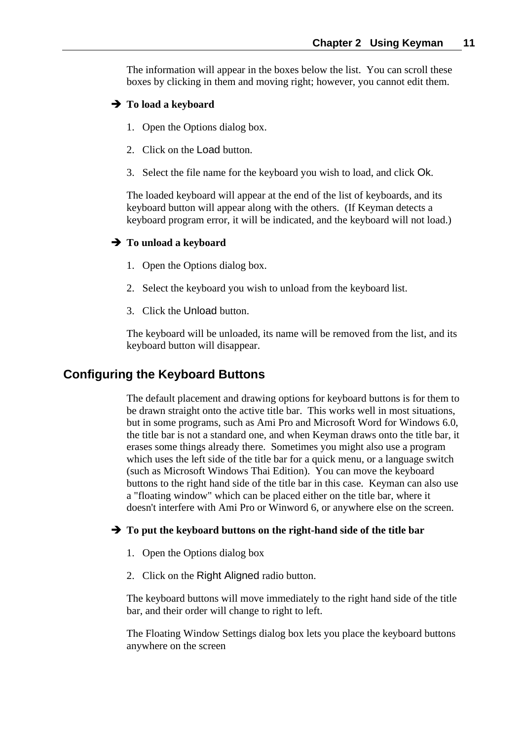The information will appear in the boxes below the list. You can scroll these boxes by clicking in them and moving right; however, you cannot edit them.

➔ **To load a keyboard**

1. Open the Options dialog box.
2. Click on the Load button.
3. Select the file name for the keyboard you wish to load, and click Ok.

The loaded keyboard will appear at the end of the list of keyboards, and its keyboard button will appear along with the others. (If Keyman detects a keyboard program error, it will be indicated, and the keyboard will not load.)

➔ **To unload a keyboard**

1. Open the Options dialog box.
2. Select the keyboard you wish to unload from the keyboard list.
3. Click the Unload button.

The keyboard will be unloaded, its name will be removed from the list, and its keyboard button will disappear.

## Configuring the Keyboard Buttons

The default placement and drawing options for keyboard buttons is for them to be drawn straight onto the active title bar. This works well in most situations, but in some programs, such as Ami Pro and Microsoft Word for Windows 6.0, the title bar is not a standard one, and when Keyman draws onto the title bar, it erases some things already there. Sometimes you might also use a program which uses the left side of the title bar for a quick menu, or a language switch (such as Microsoft Windows Thai Edition). You can move the keyboard buttons to the right hand side of the title bar in this case. Keyman can also use a "floating window" which can be placed either on the title bar, where it doesn't interfere with Ami Pro or Winword 6, or anywhere else on the screen.

➔ **To put the keyboard buttons on the right-hand side of the title bar**

1. Open the Options dialog box
2. Click on the Right Aligned radio button.

The keyboard buttons will move immediately to the right hand side of the title bar, and their order will change to right to left.

The Floating Window Settings dialog box lets you place the keyboard buttons anywhere on the screen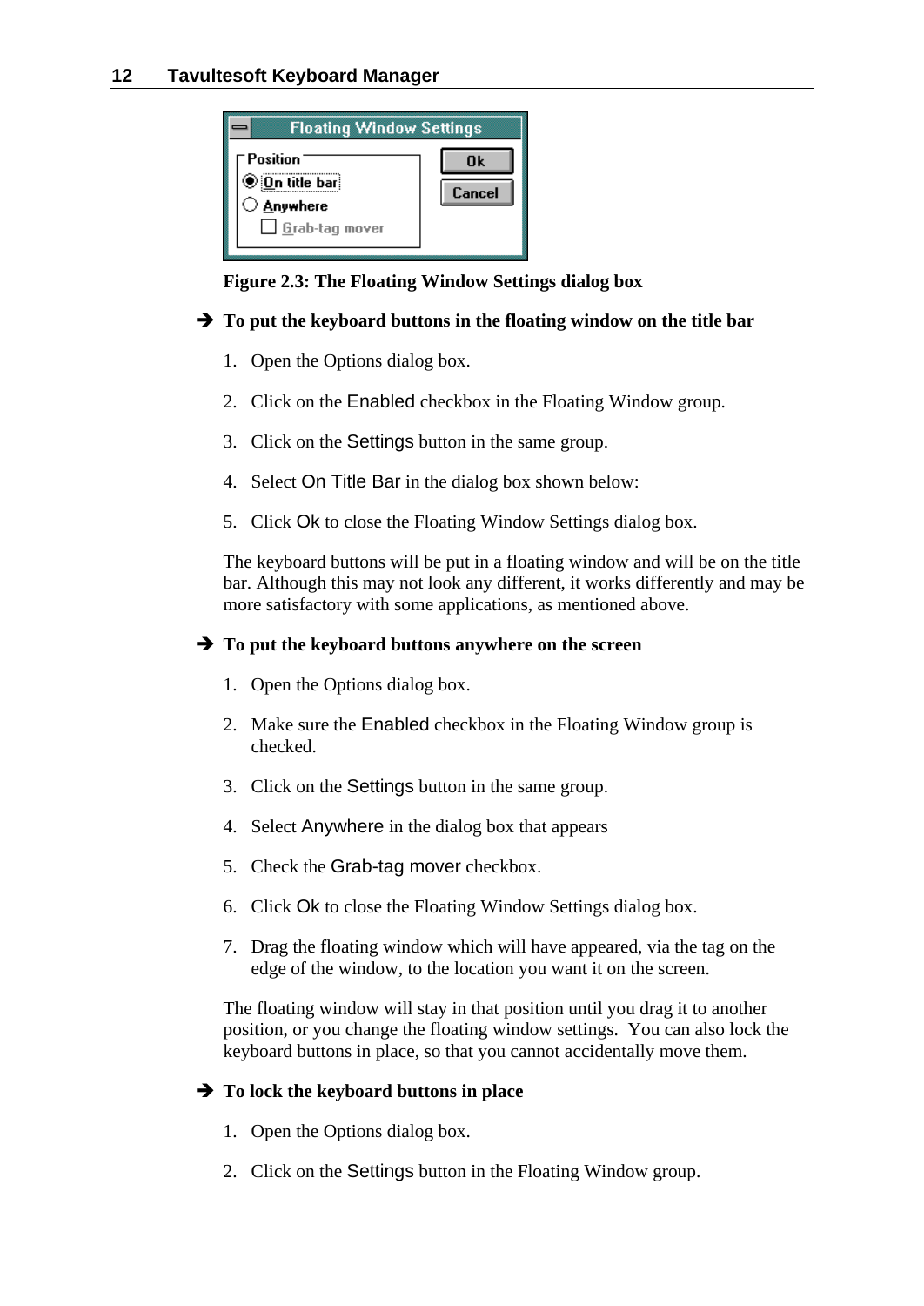Figure 2.3: The Floating Window Settings dialog box

**➔ To put the keyboard buttons in the floating window on the title bar**

1. Open the Options dialog box.
2. Click on the Enabled checkbox in the Floating Window group.
3. Click on the Settings button in the same group.
4. Select On Title Bar in the dialog box shown below:
5. Click Ok to close the Floating Window Settings dialog box.

The keyboard buttons will be put in a floating window and will be on the title bar. Although this may not look any different, it works differently and may be more satisfactory with some applications, as mentioned above.

**➔ To put the keyboard buttons anywhere on the screen**

1. Open the Options dialog box.
2. Make sure the Enabled checkbox in the Floating Window group is checked.
3. Click on the Settings button in the same group.
4. Select Anywhere in the dialog box that appears
5. Check the Grab-tag mover checkbox.
6. Click Ok to close the Floating Window Settings dialog box.
7. Drag the floating window which will have appeared, via the tag on the edge of the window, to the location you want it on the screen.

The floating window will stay in that position until you drag it to another position, or you change the floating window settings. You can also lock the keyboard buttons in place, so that you cannot accidentally move them.

**➔ To lock the keyboard buttons in place**

1. Open the Options dialog box.
2. Click on the Settings button in the Floating Window group.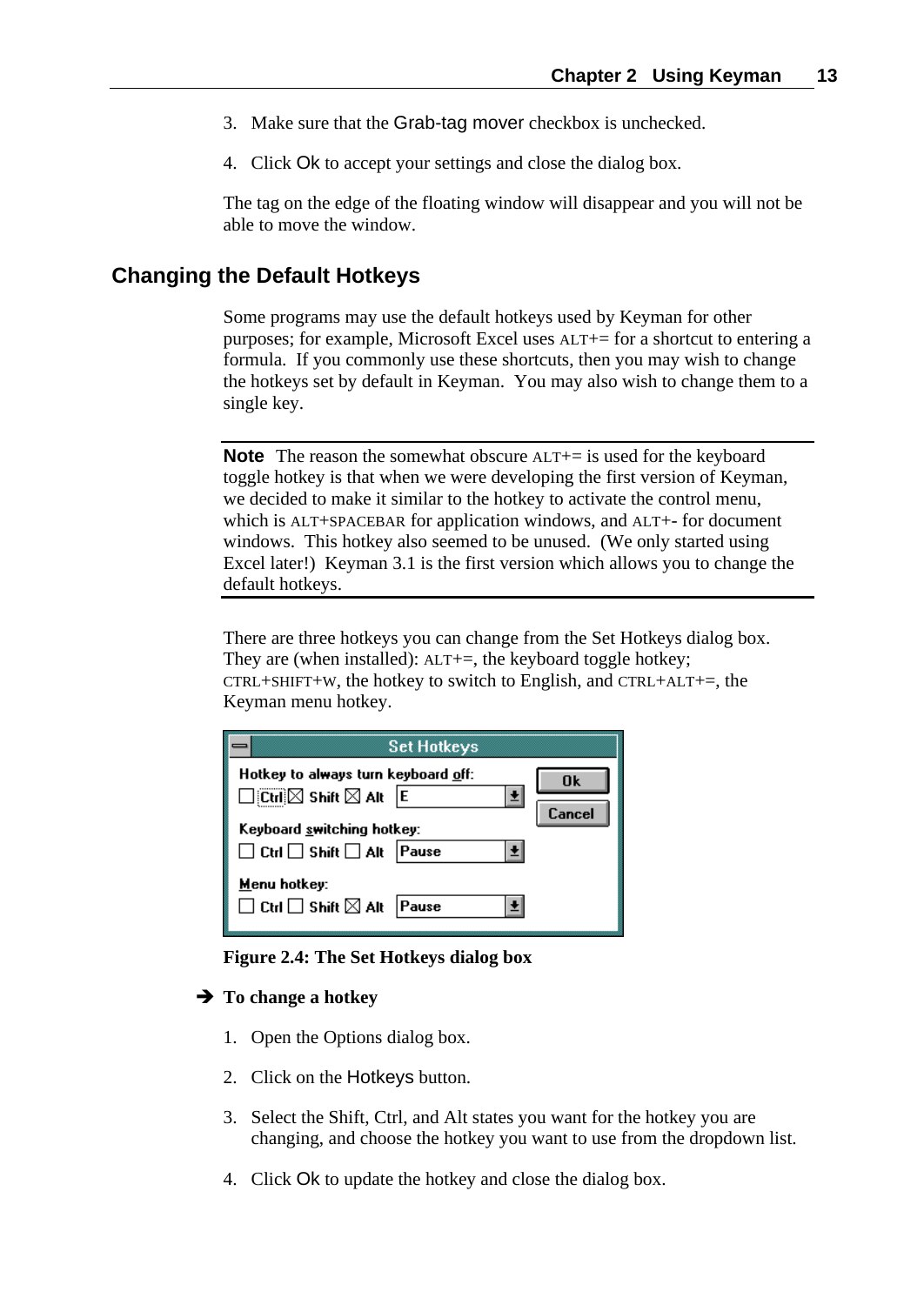3. Make sure that the Grab-tag mover checkbox is unchecked.

4. Click Ok to accept your settings and close the dialog box.

The tag on the edge of the floating window will disappear and you will not be able to move the window.

## Changing the Default Hotkeys

Some programs may use the default hotkeys used by Keyman for other purposes; for example, Microsoft Excel uses ALT+= for a shortcut to entering a formula. If you commonly use these shortcuts, then you may wish to change the hotkeys set by default in Keyman. You may also wish to change them to a single key.

---

**Note** The reason the somewhat obscure ALT+= is used for the keyboard toggle hotkey is that when we were developing the first version of Keyman, we decided to make it similar to the hotkey to activate the control menu, which is ALT+SPACEBAR for application windows, and ALT+- for document windows. This hotkey also seemed to be unused. (We only started using Excel later!) Keyman 3.1 is the first version which allows you to change the default hotkeys.

---

There are three hotkeys you can change from the Set Hotkeys dialog box. They are (when installed): ALT+=, the keyboard toggle hotkey; CTRL+SHIFT+W, the hotkey to switch to English, and CTRL+ALT+=, the Keyman menu hotkey.

**Set Hotkeys**

Hotkey to always turn keyboard off:
☐ Ctrl ☒ Shift ☒ Alt [E]

Keyboard switching hotkey:
☐ Ctrl ☐ Shift ☐ Alt [Pause]

Menu hotkey:
☐ Ctrl ☐ Shift ☒ Alt [Pause]

[Ok] [Cancel]

**Figure 2.4: The Set Hotkeys dialog box**

➔ **To change a hotkey**

1. Open the Options dialog box.

2. Click on the Hotkeys button.

3. Select the Shift, Ctrl, and Alt states you want for the hotkey you are changing, and choose the hotkey you want to use from the dropdown list.

4. Click Ok to update the hotkey and close the dialog box.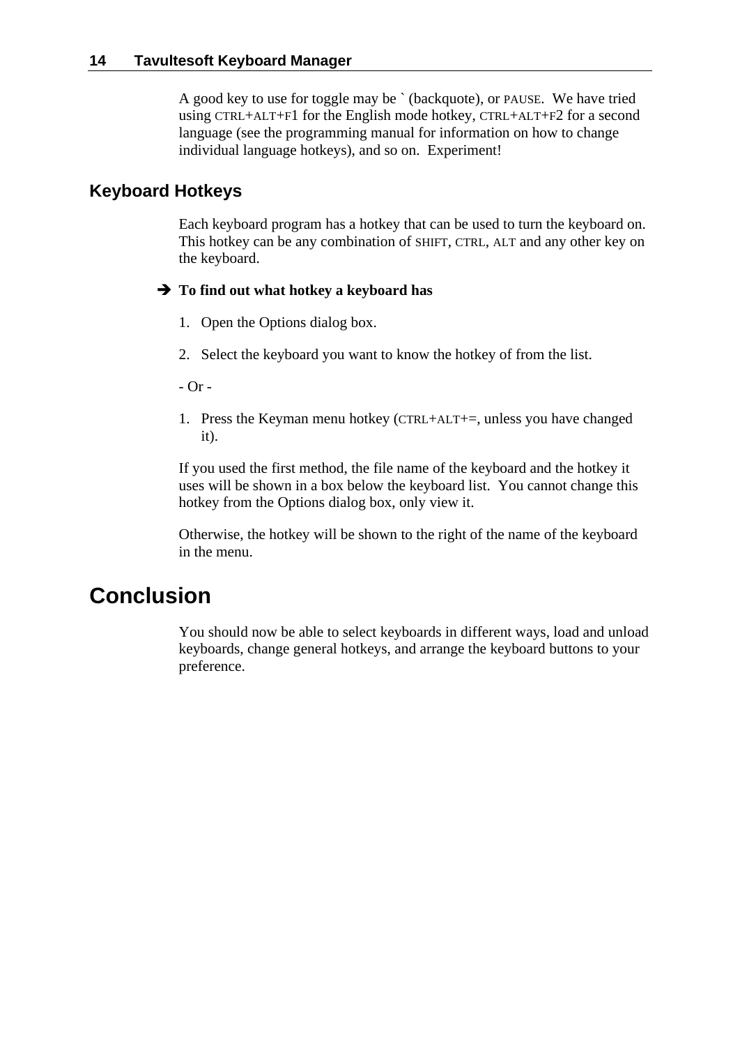A good key to use for toggle may be ` (backquote), or PAUSE. We have tried using CTRL+ALT+F1 for the English mode hotkey, CTRL+ALT+F2 for a second language (see the programming manual for information on how to change individual language hotkeys), and so on. Experiment!

## Keyboard Hotkeys

Each keyboard program has a hotkey that can be used to turn the keyboard on. This hotkey can be any combination of SHIFT, CTRL, ALT and any other key on the keyboard.

➔ **To find out what hotkey a keyboard has**

1. Open the Options dialog box.

2. Select the keyboard you want to know the hotkey of from the list.

- Or -

1. Press the Keyman menu hotkey (CTRL+ALT+=, unless you have changed it).

If you used the first method, the file name of the keyboard and the hotkey it uses will be shown in a box below the keyboard list. You cannot change this hotkey from the Options dialog box, only view it.

Otherwise, the hotkey will be shown to the right of the name of the keyboard in the menu.

# Conclusion

You should now be able to select keyboards in different ways, load and unload keyboards, change general hotkeys, and arrange the keyboard buttons to your preference.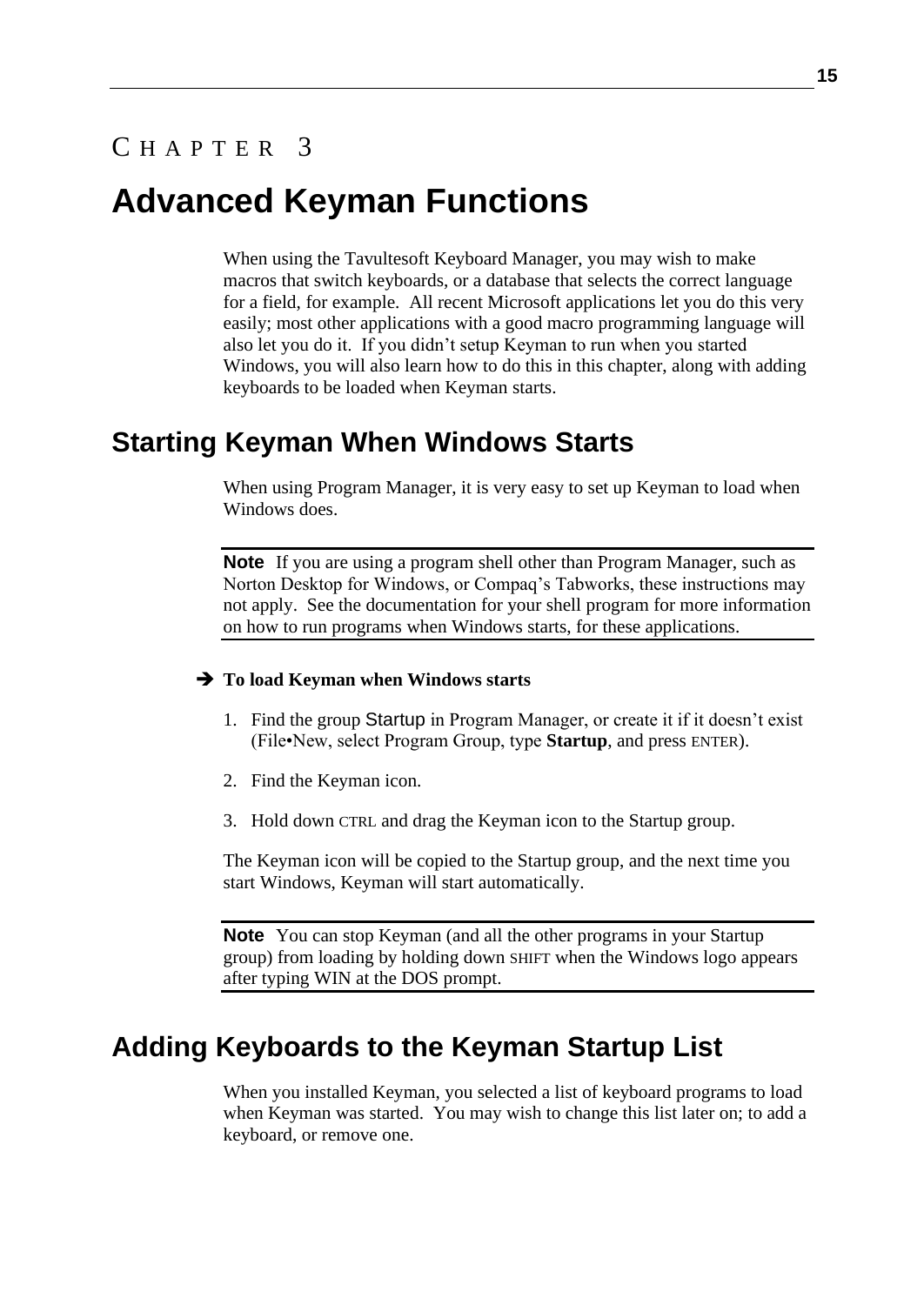CHAPTER 3

# Advanced Keyman Functions

When using the Tavultesoft Keyboard Manager, you may wish to make macros that switch keyboards, or a database that selects the correct language for a field, for example. All recent Microsoft applications let you do this very easily; most other applications with a good macro programming language will also let you do it. If you didn't setup Keyman to run when you started Windows, you will also learn how to do this in this chapter, along with adding keyboards to be loaded when Keyman starts.

## Starting Keyman When Windows Starts

When using Program Manager, it is very easy to set up Keyman to load when Windows does.

**Note** If you are using a program shell other than Program Manager, such as Norton Desktop for Windows, or Compaq's Tabworks, these instructions may not apply. See the documentation for your shell program for more information on how to run programs when Windows starts, for these applications.

➔ **To load Keyman when Windows starts**

1. Find the group Startup in Program Manager, or create it if it doesn't exist (File•New, select Program Group, type **Startup**, and press ENTER).
2. Find the Keyman icon.
3. Hold down CTRL and drag the Keyman icon to the Startup group.

The Keyman icon will be copied to the Startup group, and the next time you start Windows, Keyman will start automatically.

**Note** You can stop Keyman (and all the other programs in your Startup group) from loading by holding down SHIFT when the Windows logo appears after typing WIN at the DOS prompt.

## Adding Keyboards to the Keyman Startup List

When you installed Keyman, you selected a list of keyboard programs to load when Keyman was started. You may wish to change this list later on; to add a keyboard, or remove one.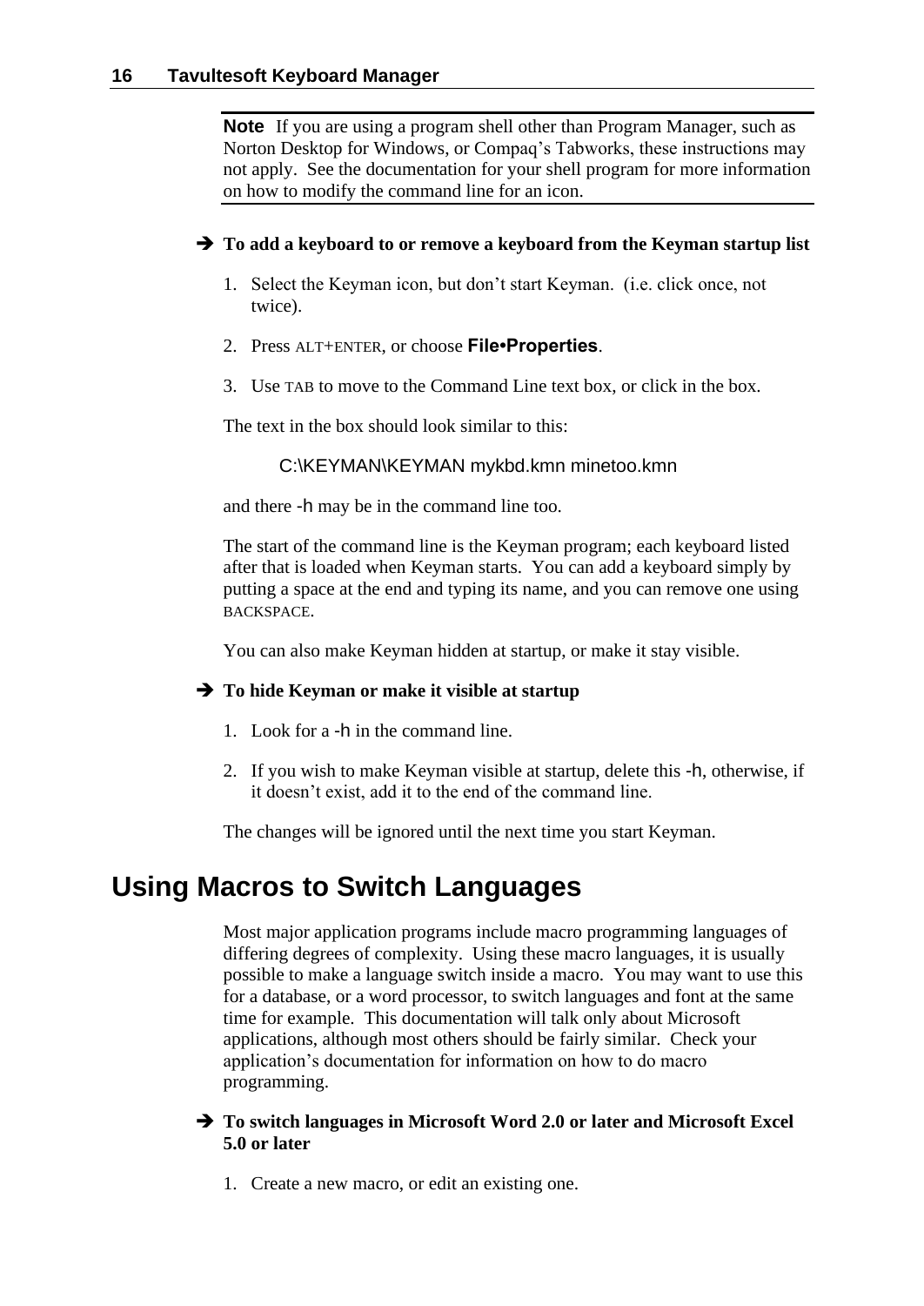**Note** If you are using a program shell other than Program Manager, such as Norton Desktop for Windows, or Compaq's Tabworks, these instructions may not apply. See the documentation for your shell program for more information on how to modify the command line for an icon.

➔ **To add a keyboard to or remove a keyboard from the Keyman startup list**

1. Select the Keyman icon, but don't start Keyman. (i.e. click once, not twice).
2. Press ALT+ENTER, or choose **File•Properties**.
3. Use TAB to move to the Command Line text box, or click in the box.

The text in the box should look similar to this:

```
C:\KEYMAN\KEYMAN mykbd.kmn minetoo.kmn
```

and there -h may be in the command line too.

The start of the command line is the Keyman program; each keyboard listed after that is loaded when Keyman starts. You can add a keyboard simply by putting a space at the end and typing its name, and you can remove one using BACKSPACE.

You can also make Keyman hidden at startup, or make it stay visible.

➔ **To hide Keyman or make it visible at startup**

1. Look for a -h in the command line.
2. If you wish to make Keyman visible at startup, delete this -h, otherwise, if it doesn't exist, add it to the end of the command line.

The changes will be ignored until the next time you start Keyman.

## Using Macros to Switch Languages

Most major application programs include macro programming languages of differing degrees of complexity. Using these macro languages, it is usually possible to make a language switch inside a macro. You may want to use this for a database, or a word processor, to switch languages and font at the same time for example. This documentation will talk only about Microsoft applications, although most others should be fairly similar. Check your application's documentation for information on how to do macro programming.

➔ **To switch languages in Microsoft Word 2.0 or later and Microsoft Excel 5.0 or later**

1. Create a new macro, or edit an existing one.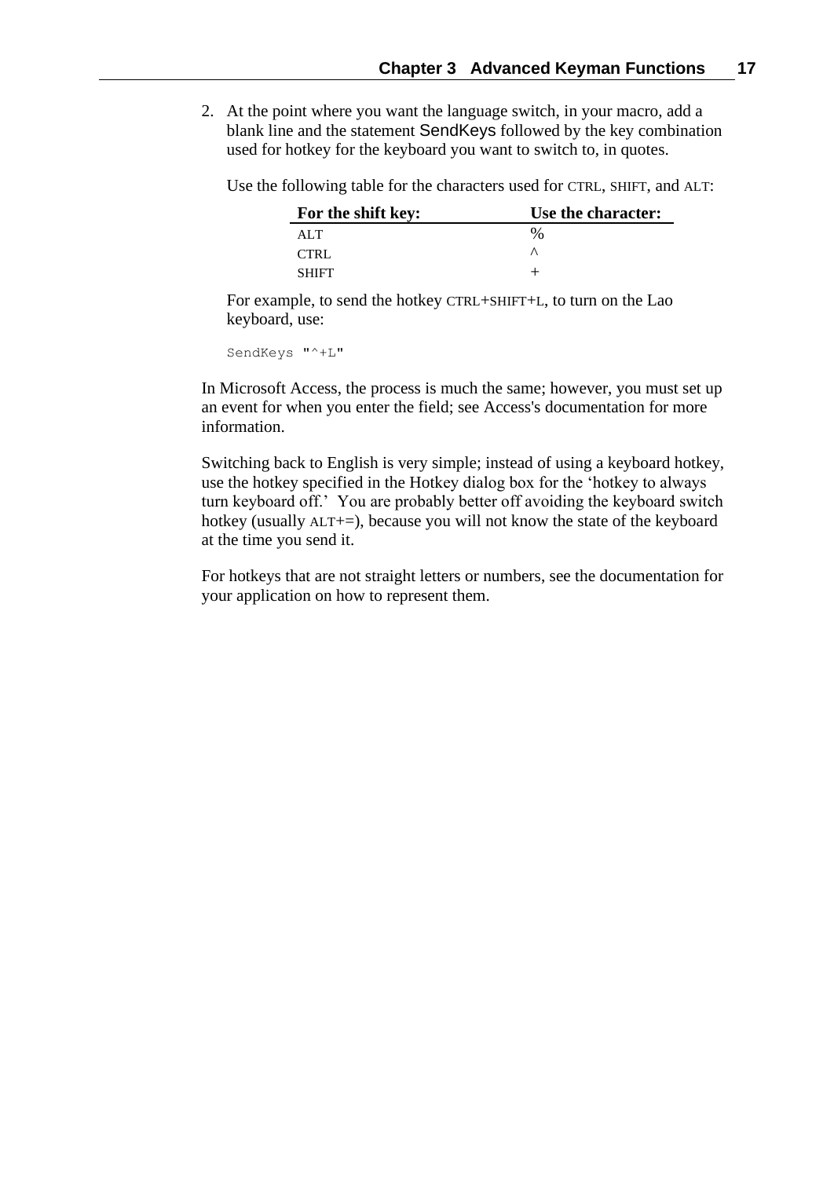2. At the point where you want the language switch, in your macro, add a blank line and the statement SendKeys followed by the key combination used for hotkey for the keyboard you want to switch to, in quotes.

   Use the following table for the characters used for CTRL, SHIFT, and ALT:

   | For the shift key: | Use the character: |
   |---|---|
   | ALT | % |
   | CTRL | ^ |
   | SHIFT | + |

   For example, to send the hotkey CTRL+SHIFT+L, to turn on the Lao keyboard, use:

   ```
   SendKeys "^+L"
   ```

In Microsoft Access, the process is much the same; however, you must set up an event for when you enter the field; see Access's documentation for more information.

Switching back to English is very simple; instead of using a keyboard hotkey, use the hotkey specified in the Hotkey dialog box for the 'hotkey to always turn keyboard off.' You are probably better off avoiding the keyboard switch hotkey (usually ALT+=), because you will not know the state of the keyboard at the time you send it.

For hotkeys that are not straight letters or numbers, see the documentation for your application on how to represent them.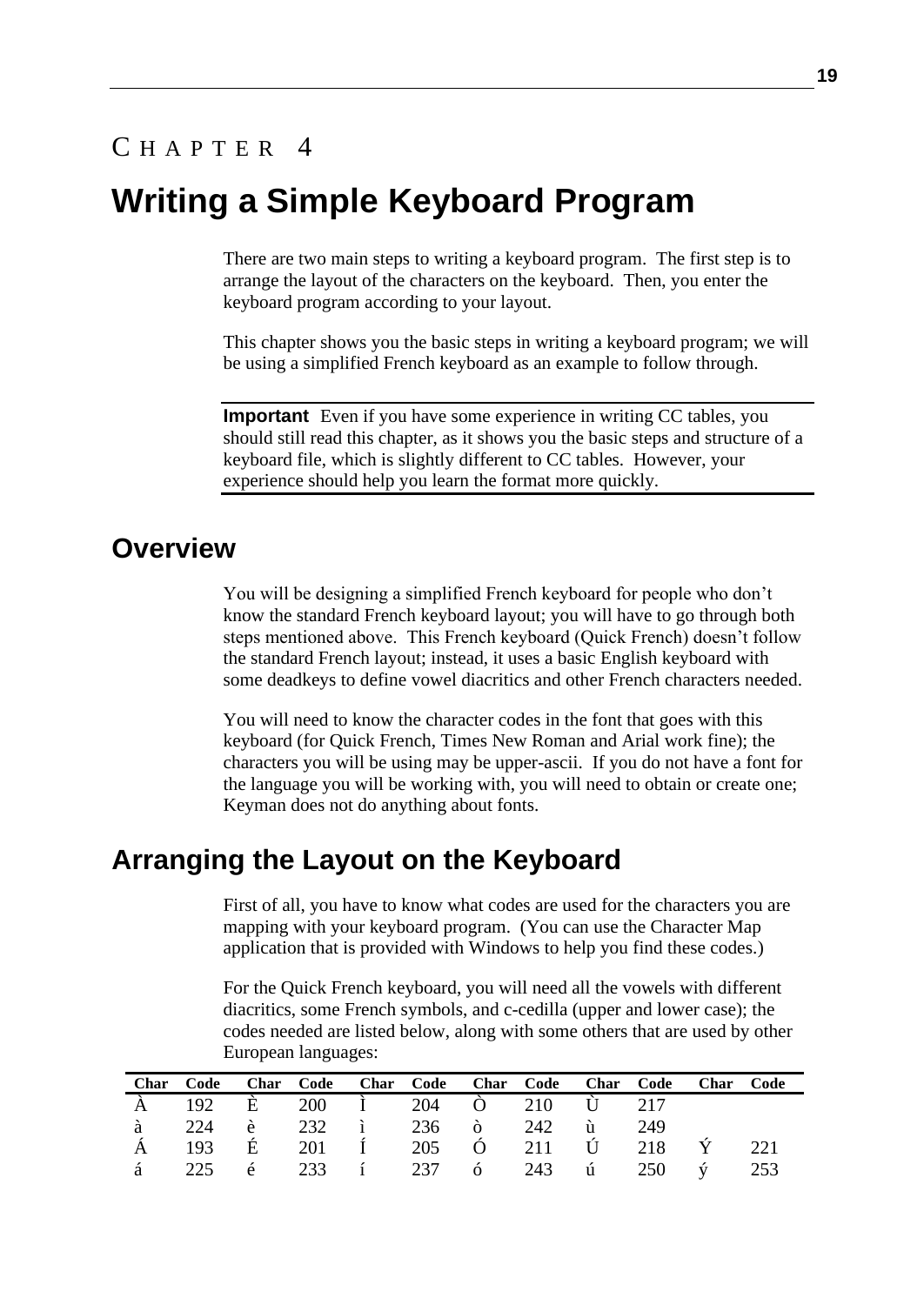# Chapter 4

# Writing a Simple Keyboard Program

There are two main steps to writing a keyboard program. The first step is to arrange the layout of the characters on the keyboard. Then, you enter the keyboard program according to your layout.

This chapter shows you the basic steps in writing a keyboard program; we will be using a simplified French keyboard as an example to follow through.

**Important** Even if you have some experience in writing CC tables, you should still read this chapter, as it shows you the basic steps and structure of a keyboard file, which is slightly different to CC tables. However, your experience should help you learn the format more quickly.

## Overview

You will be designing a simplified French keyboard for people who don't know the standard French keyboard layout; you will have to go through both steps mentioned above. This French keyboard (Quick French) doesn't follow the standard French layout; instead, it uses a basic English keyboard with some deadkeys to define vowel diacritics and other French characters needed.

You will need to know the character codes in the font that goes with this keyboard (for Quick French, Times New Roman and Arial work fine); the characters you will be using may be upper-ascii. If you do not have a font for the language you will be working with, you will need to obtain or create one; Keyman does not do anything about fonts.

## Arranging the Layout on the Keyboard

First of all, you have to know what codes are used for the characters you are mapping with your keyboard program. (You can use the Character Map application that is provided with Windows to help you find these codes.)

For the Quick French keyboard, you will need all the vowels with different diacritics, some French symbols, and c-cedilla (upper and lower case); the codes needed are listed below, along with some others that are used by other European languages:

| Char | Code | Char | Code | Char | Code | Char | Code | Char | Code | Char | Code |
|---|---|---|---|---|---|---|---|---|---|---|---|
| À | 192 | È | 200 | Ì | 204 | Ò | 210 | Ù | 217 | | |
| à | 224 | è | 232 | ì | 236 | ò | 242 | ù | 249 | | |
| Á | 193 | É | 201 | Í | 205 | Ó | 211 | Ú | 218 | Ý | 221 |
| á | 225 | é | 233 | í | 237 | ó | 243 | ú | 250 | ý | 253 |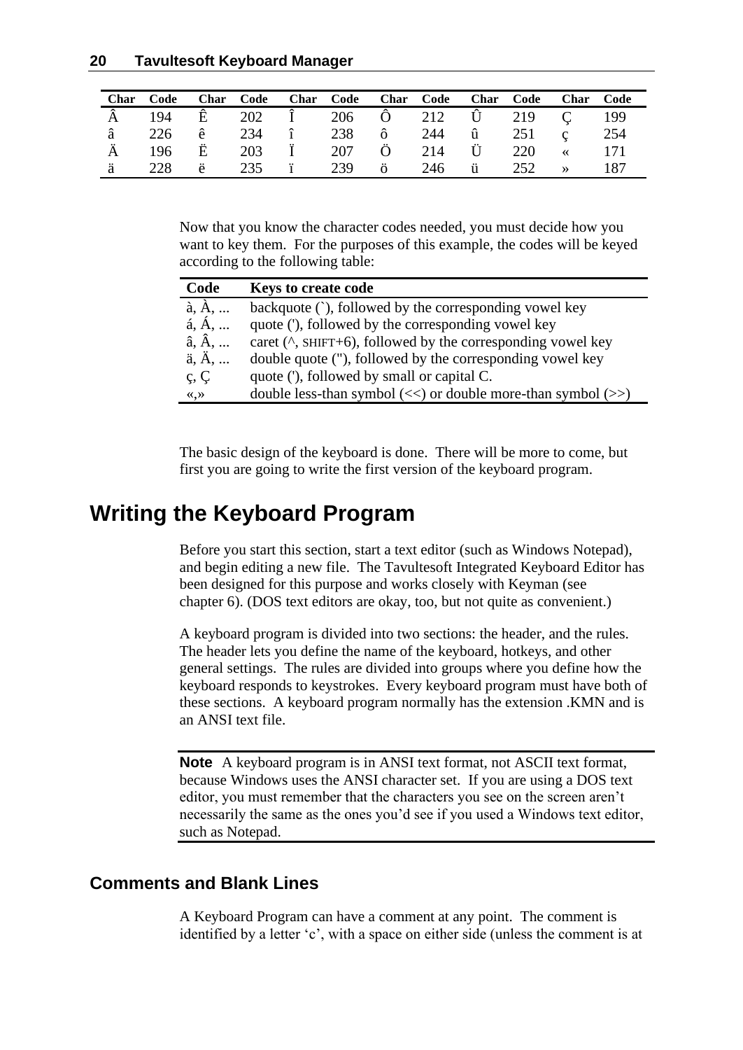| Char | Code | Char | Code | Char | Code | Char | Code | Char | Code | Char | Code |
|---|---|---|---|---|---|---|---|---|---|---|---|
| Â | 194 | Ê | 202 | Î | 206 | Ô | 212 | Û | 219 | Ç | 199 |
| â | 226 | ê | 234 | î | 238 | ô | 244 | û | 251 | ç | 254 |
| Ä | 196 | Ë | 203 | Ï | 207 | Ö | 214 | Ü | 220 | « | 171 |
| ä | 228 | ë | 235 | ï | 239 | ö | 246 | ü | 252 | » | 187 |

Now that you know the character codes needed, you must decide how you want to key them. For the purposes of this example, the codes will be keyed according to the following table:

| Code | Keys to create code |
|---|---|
| à, À, ... | backquote (`), followed by the corresponding vowel key |
| á, Á, ... | quote ('), followed by the corresponding vowel key |
| â, Â, ... | caret (^, SHIFT+6), followed by the corresponding vowel key |
| ä, Ä, ... | double quote ("), followed by the corresponding vowel key |
| ç, Ç | quote ('), followed by small or capital C. |
| «,» | double less-than symbol (<<) or double more-than symbol (>>) |

The basic design of the keyboard is done. There will be more to come, but first you are going to write the first version of the keyboard program.

# Writing the Keyboard Program

Before you start this section, start a text editor (such as Windows Notepad), and begin editing a new file. The Tavultesoft Integrated Keyboard Editor has been designed for this purpose and works closely with Keyman (see chapter 6). (DOS text editors are okay, too, but not quite as convenient.)

A keyboard program is divided into two sections: the header, and the rules. The header lets you define the name of the keyboard, hotkeys, and other general settings. The rules are divided into groups where you define how the keyboard responds to keystrokes. Every keyboard program must have both of these sections. A keyboard program normally has the extension .KMN and is an ANSI text file.

**Note** A keyboard program is in ANSI text format, not ASCII text format, because Windows uses the ANSI character set. If you are using a DOS text editor, you must remember that the characters you see on the screen aren't necessarily the same as the ones you'd see if you used a Windows text editor, such as Notepad.

## Comments and Blank Lines

A Keyboard Program can have a comment at any point. The comment is identified by a letter 'c', with a space on either side (unless the comment is at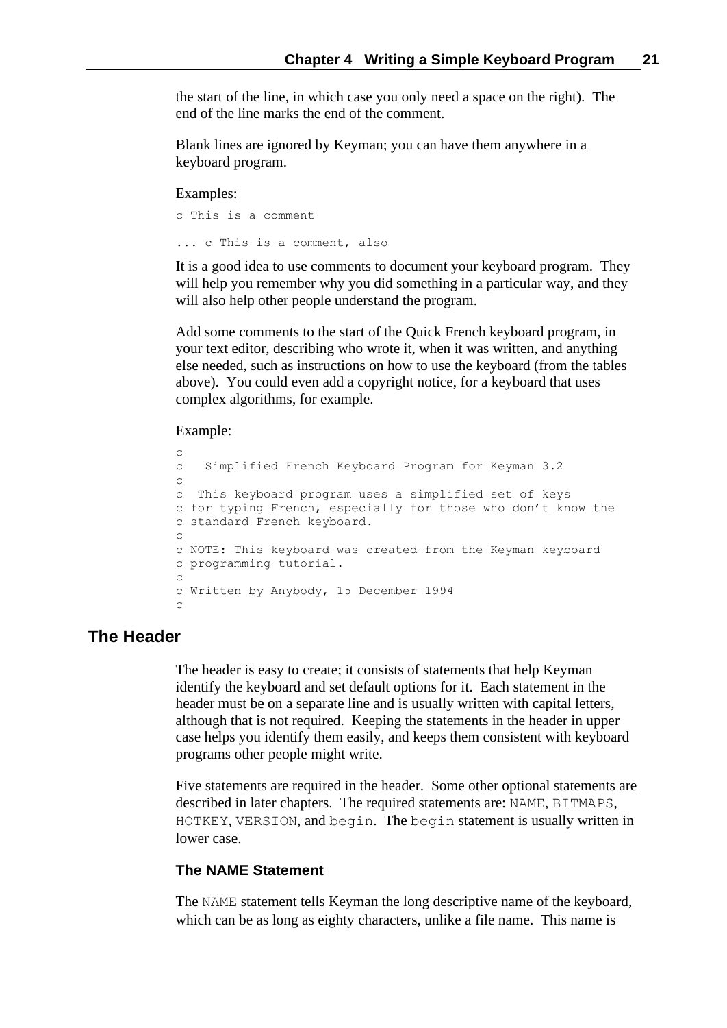the start of the line, in which case you only need a space on the right). The end of the line marks the end of the comment.

Blank lines are ignored by Keyman; you can have them anywhere in a keyboard program.

Examples:

```
c This is a comment

... c This is a comment, also
```

It is a good idea to use comments to document your keyboard program. They will help you remember why you did something in a particular way, and they will also help other people understand the program.

Add some comments to the start of the Quick French keyboard program, in your text editor, describing who wrote it, when it was written, and anything else needed, such as instructions on how to use the keyboard (from the tables above). You could even add a copyright notice, for a keyboard that uses complex algorithms, for example.

Example:

```
c
c   Simplified French Keyboard Program for Keyman 3.2
c
c  This keyboard program uses a simplified set of keys
c for typing French, especially for those who don't know the
c standard French keyboard.
c
c NOTE: This keyboard was created from the Keyman keyboard
c programming tutorial.
c
c Written by Anybody, 15 December 1994
c
```

## The Header

The header is easy to create; it consists of statements that help Keyman identify the keyboard and set default options for it. Each statement in the header must be on a separate line and is usually written with capital letters, although that is not required. Keeping the statements in the header in upper case helps you identify them easily, and keeps them consistent with keyboard programs other people might write.

Five statements are required in the header. Some other optional statements are described in later chapters. The required statements are: `NAME`, `BITMAPS`, `HOTKEY`, `VERSION`, and `begin`. The `begin` statement is usually written in lower case.

### The NAME Statement

The `NAME` statement tells Keyman the long descriptive name of the keyboard, which can be as long as eighty characters, unlike a file name. This name is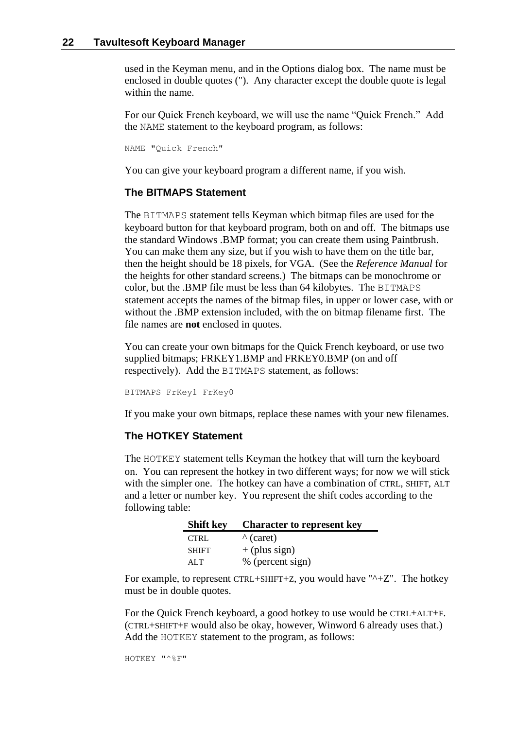used in the Keyman menu, and in the Options dialog box. The name must be enclosed in double quotes ("). Any character except the double quote is legal within the name.

For our Quick French keyboard, we will use the name "Quick French." Add the NAME statement to the keyboard program, as follows:

```
NAME "Quick French"
```

You can give your keyboard program a different name, if you wish.

### The BITMAPS Statement

The BITMAPS statement tells Keyman which bitmap files are used for the keyboard button for that keyboard program, both on and off. The bitmaps use the standard Windows .BMP format; you can create them using Paintbrush. You can make them any size, but if you wish to have them on the title bar, then the height should be 18 pixels, for VGA. (See the *Reference Manual* for the heights for other standard screens.) The bitmaps can be monochrome or color, but the .BMP file must be less than 64 kilobytes. The BITMAPS statement accepts the names of the bitmap files, in upper or lower case, with or without the .BMP extension included, with the on bitmap filename first. The file names are **not** enclosed in quotes.

You can create your own bitmaps for the Quick French keyboard, or use two supplied bitmaps; FRKEY1.BMP and FRKEY0.BMP (on and off respectively). Add the BITMAPS statement, as follows:

```
BITMAPS FrKey1 FrKey0
```

If you make your own bitmaps, replace these names with your new filenames.

### The HOTKEY Statement

The HOTKEY statement tells Keyman the hotkey that will turn the keyboard on. You can represent the hotkey in two different ways; for now we will stick with the simpler one. The hotkey can have a combination of CTRL, SHIFT, ALT and a letter or number key. You represent the shift codes according to the following table:

| Shift key | Character to represent key |
|---|---|
| CTRL | ^ (caret) |
| SHIFT | + (plus sign) |
| ALT | % (percent sign) |

For example, to represent CTRL+SHIFT+Z, you would have "^+Z". The hotkey must be in double quotes.

For the Quick French keyboard, a good hotkey to use would be CTRL+ALT+F. (CTRL+SHIFT+F would also be okay, however, Winword 6 already uses that.) Add the HOTKEY statement to the program, as follows:

```
HOTKEY "^%F"
```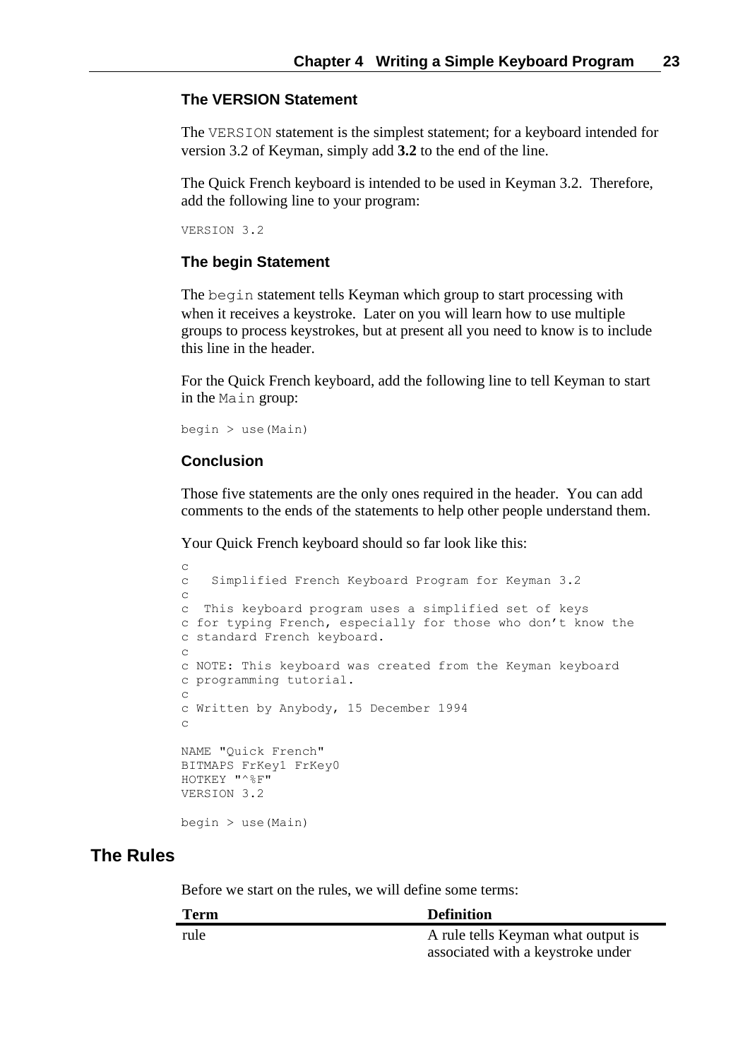### The VERSION Statement

The `VERSION` statement is the simplest statement; for a keyboard intended for version 3.2 of Keyman, simply add **3.2** to the end of the line.

The Quick French keyboard is intended to be used in Keyman 3.2. Therefore, add the following line to your program:

```
VERSION 3.2
```

### The begin Statement

The `begin` statement tells Keyman which group to start processing with when it receives a keystroke. Later on you will learn how to use multiple groups to process keystrokes, but at present all you need to know is to include this line in the header.

For the Quick French keyboard, add the following line to tell Keyman to start in the `Main` group:

```
begin > use(Main)
```

### Conclusion

Those five statements are the only ones required in the header. You can add comments to the ends of the statements to help other people understand them.

Your Quick French keyboard should so far look like this:

```
c
c   Simplified French Keyboard Program for Keyman 3.2
c
c  This keyboard program uses a simplified set of keys
c for typing French, especially for those who don't know the
c standard French keyboard.
c
c NOTE: This keyboard was created from the Keyman keyboard
c programming tutorial.
c
c Written by Anybody, 15 December 1994
c

NAME "Quick French"
BITMAPS FrKey1 FrKey0
HOTKEY "^%F"
VERSION 3.2

begin > use(Main)
```

## The Rules

Before we start on the rules, we will define some terms:

| Term | Definition |
|---|---|
| rule | A rule tells Keyman what output is associated with a keystroke under |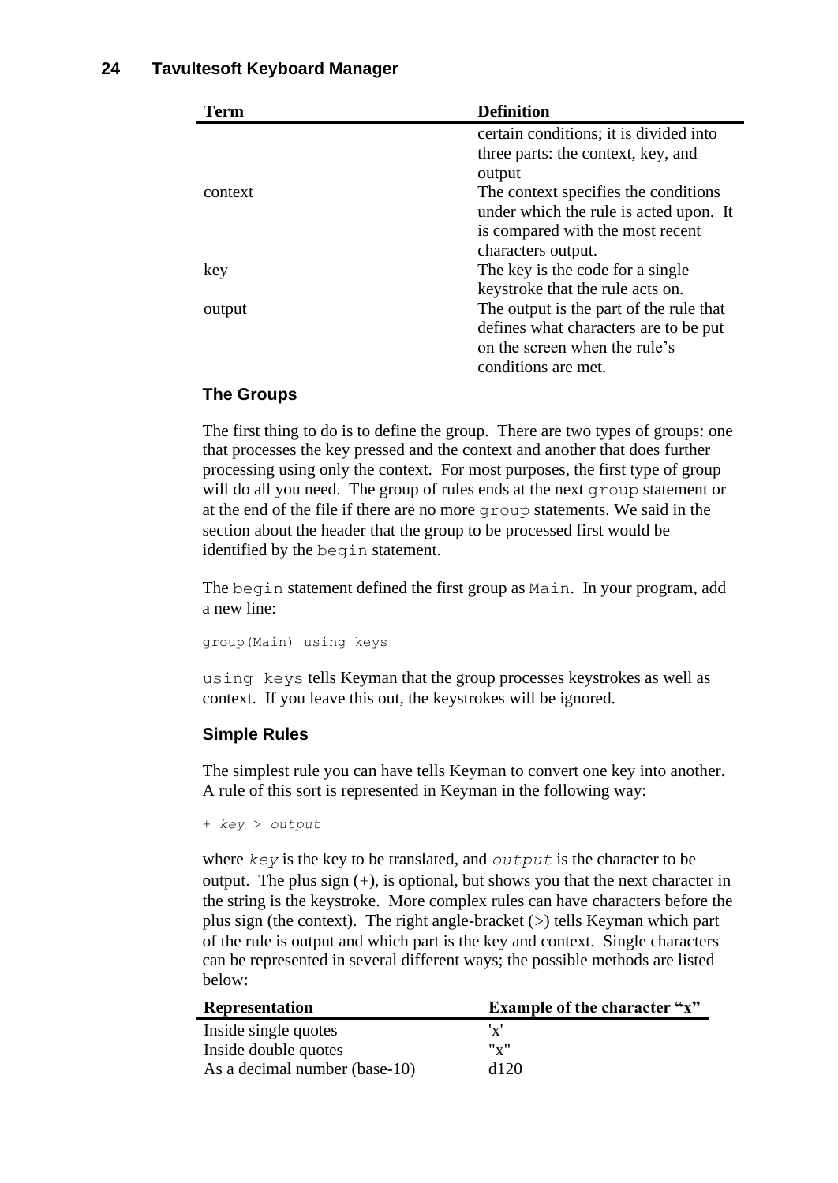| Term | Definition |
|---|---|
| | certain conditions; it is divided into three parts: the context, key, and output |
| context | The context specifies the conditions under which the rule is acted upon. It is compared with the most recent characters output. |
| key | The key is the code for a single keystroke that the rule acts on. |
| output | The output is the part of the rule that defines what characters are to be put on the screen when the rule's conditions are met. |

### The Groups

The first thing to do is to define the group. There are two types of groups: one that processes the key pressed and the context and another that does further processing using only the context. For most purposes, the first type of group will do all you need. The group of rules ends at the next `group` statement or at the end of the file if there are no more `group` statements. We said in the section about the header that the group to be processed first would be identified by the `begin` statement.

The `begin` statement defined the first group as `Main`. In your program, add a new line:

```
group(Main) using keys
```

`using keys` tells Keyman that the group processes keystrokes as well as context. If you leave this out, the keystrokes will be ignored.

### Simple Rules

The simplest rule you can have tells Keyman to convert one key into another. A rule of this sort is represented in Keyman in the following way:

```
+ key > output
```

where *`key`* is the key to be translated, and *`output`* is the character to be output. The plus sign (+), is optional, but shows you that the next character in the string is the keystroke. More complex rules can have characters before the plus sign (the context). The right angle-bracket (>) tells Keyman which part of the rule is output and which part is the key and context. Single characters can be represented in several different ways; the possible methods are listed below:

| Representation | Example of the character "x" |
|---|---|
| Inside single quotes | 'x' |
| Inside double quotes | "x" |
| As a decimal number (base-10) | d120 |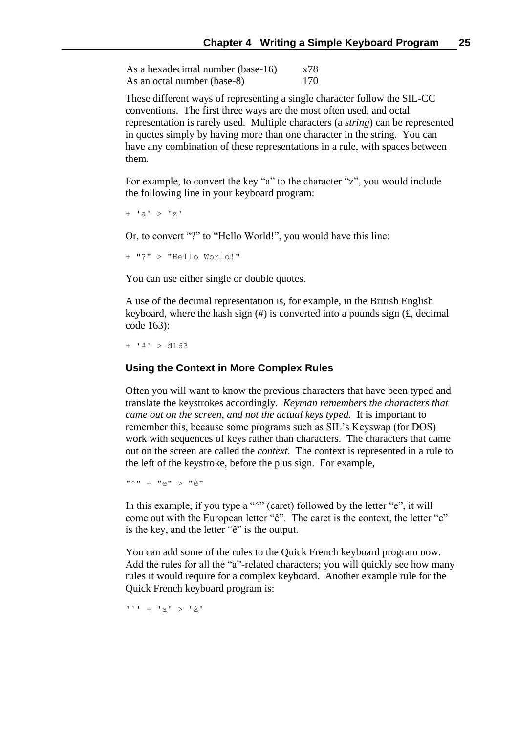| | |
|---|---|
| As a hexadecimal number (base-16) | x78 |
| As an octal number (base-8) | 170 |

These different ways of representing a single character follow the SIL-CC conventions. The first three ways are the most often used, and octal representation is rarely used. Multiple characters (a *string*) can be represented in quotes simply by having more than one character in the string. You can have any combination of these representations in a rule, with spaces between them.

For example, to convert the key "a" to the character "z", you would include the following line in your keyboard program:

```
+ 'a' > 'z'
```

Or, to convert "?" to "Hello World!", you would have this line:

```
+ "?" > "Hello World!"
```

You can use either single or double quotes.

A use of the decimal representation is, for example, in the British English keyboard, where the hash sign (#) is converted into a pounds sign (£, decimal code 163):

```
+ '#' > d163
```

### Using the Context in More Complex Rules

Often you will want to know the previous characters that have been typed and translate the keystrokes accordingly. *Keyman remembers the characters that came out on the screen, and not the actual keys typed.* It is important to remember this, because some programs such as SIL's Keyswap (for DOS) work with sequences of keys rather than characters. The characters that came out on the screen are called the *context*. The context is represented in a rule to the left of the keystroke, before the plus sign. For example,

```
"^" + "e" > "ê"
```

In this example, if you type a "^" (caret) followed by the letter "e", it will come out with the European letter "ê". The caret is the context, the letter "e" is the key, and the letter "ê" is the output.

You can add some of the rules to the Quick French keyboard program now. Add the rules for all the "a"-related characters; you will quickly see how many rules it would require for a complex keyboard. Another example rule for the Quick French keyboard program is:

```
'`' + 'a' > 'à'
```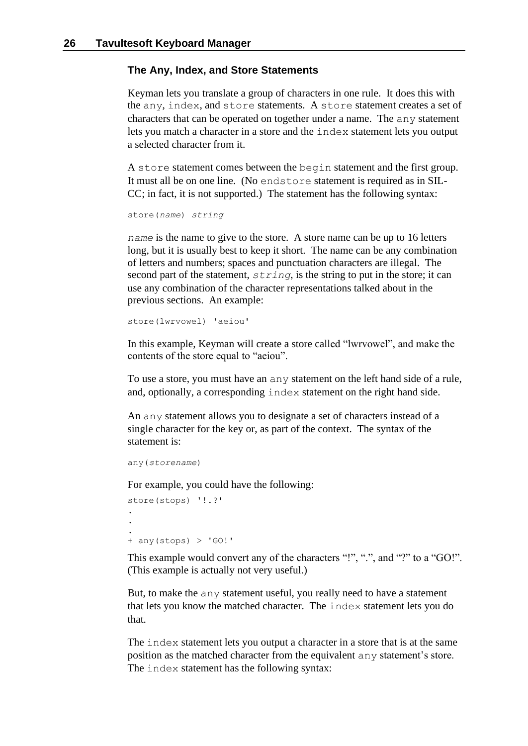### The Any, Index, and Store Statements

Keyman lets you translate a group of characters in one rule. It does this with the `any`, `index`, and `store` statements. A `store` statement creates a set of characters that can be operated on together under a name. The `any` statement lets you match a character in a store and the `index` statement lets you output a selected character from it.

A `store` statement comes between the `begin` statement and the first group. It must all be on one line. (No `endstore` statement is required as in SIL-CC; in fact, it is not supported.) The statement has the following syntax:

```
store(name) string
```

*`name`* is the name to give to the store. A store name can be up to 16 letters long, but it is usually best to keep it short. The name can be any combination of letters and numbers; spaces and punctuation characters are illegal. The second part of the statement, *`string`*, is the string to put in the store; it can use any combination of the character representations talked about in the previous sections. An example:

```
store(lwrvowel) 'aeiou'
```

In this example, Keyman will create a store called "lwrvowel", and make the contents of the store equal to "aeiou".

To use a store, you must have an `any` statement on the left hand side of a rule, and, optionally, a corresponding `index` statement on the right hand side.

An `any` statement allows you to designate a set of characters instead of a single character for the key or, as part of the context. The syntax of the statement is:

```
any(storename)
```

For example, you could have the following:

```
store(stops) '!.?'
.
.
.
+ any(stops) > 'GO!'
```

This example would convert any of the characters "!", ".", and "?" to a "GO!". (This example is actually not very useful.)

But, to make the `any` statement useful, you really need to have a statement that lets you know the matched character. The `index` statement lets you do that.

The `index` statement lets you output a character in a store that is at the same position as the matched character from the equivalent `any` statement's store. The `index` statement has the following syntax: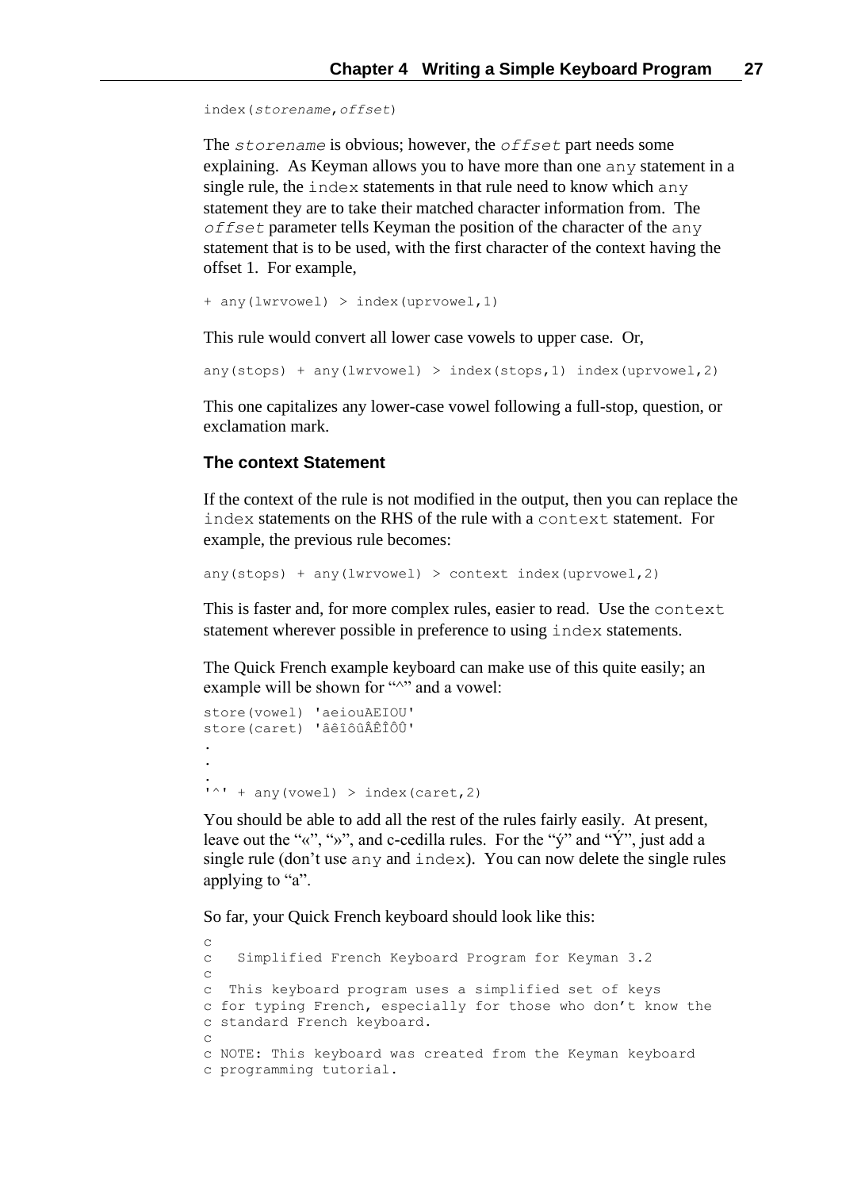```
index(storename,offset)
```

The *storename* is obvious; however, the *offset* part needs some explaining. As Keyman allows you to have more than one any statement in a single rule, the index statements in that rule need to know which any statement they are to take their matched character information from. The *offset* parameter tells Keyman the position of the character of the any statement that is to be used, with the first character of the context having the offset 1. For example,

```
+ any(lwrvowel) > index(uprvowel,1)
```

This rule would convert all lower case vowels to upper case. Or,

```
any(stops) + any(lwrvowel) > index(stops,1) index(uprvowel,2)
```

This one capitalizes any lower-case vowel following a full-stop, question, or exclamation mark.

### The context Statement

If the context of the rule is not modified in the output, then you can replace the index statements on the RHS of the rule with a context statement. For example, the previous rule becomes:

```
any(stops) + any(lwrvowel) > context index(uprvowel,2)
```

This is faster and, for more complex rules, easier to read. Use the context statement wherever possible in preference to using index statements.

The Quick French example keyboard can make use of this quite easily; an example will be shown for "^" and a vowel:

```
store(vowel) 'aeiouAEIOU'
store(caret) 'âêîôûÂÊÎÔÛ'
.
.
.
'^' + any(vowel) > index(caret,2)
```

You should be able to add all the rest of the rules fairly easily. At present, leave out the "«", "»", and c-cedilla rules. For the "ý" and "Ý", just add a single rule (don't use any and index). You can now delete the single rules applying to "a".

So far, your Quick French keyboard should look like this:

```
c
c   Simplified French Keyboard Program for Keyman 3.2
c
c  This keyboard program uses a simplified set of keys
c for typing French, especially for those who don't know the
c standard French keyboard.
c
c NOTE: This keyboard was created from the Keyman keyboard
c programming tutorial.
```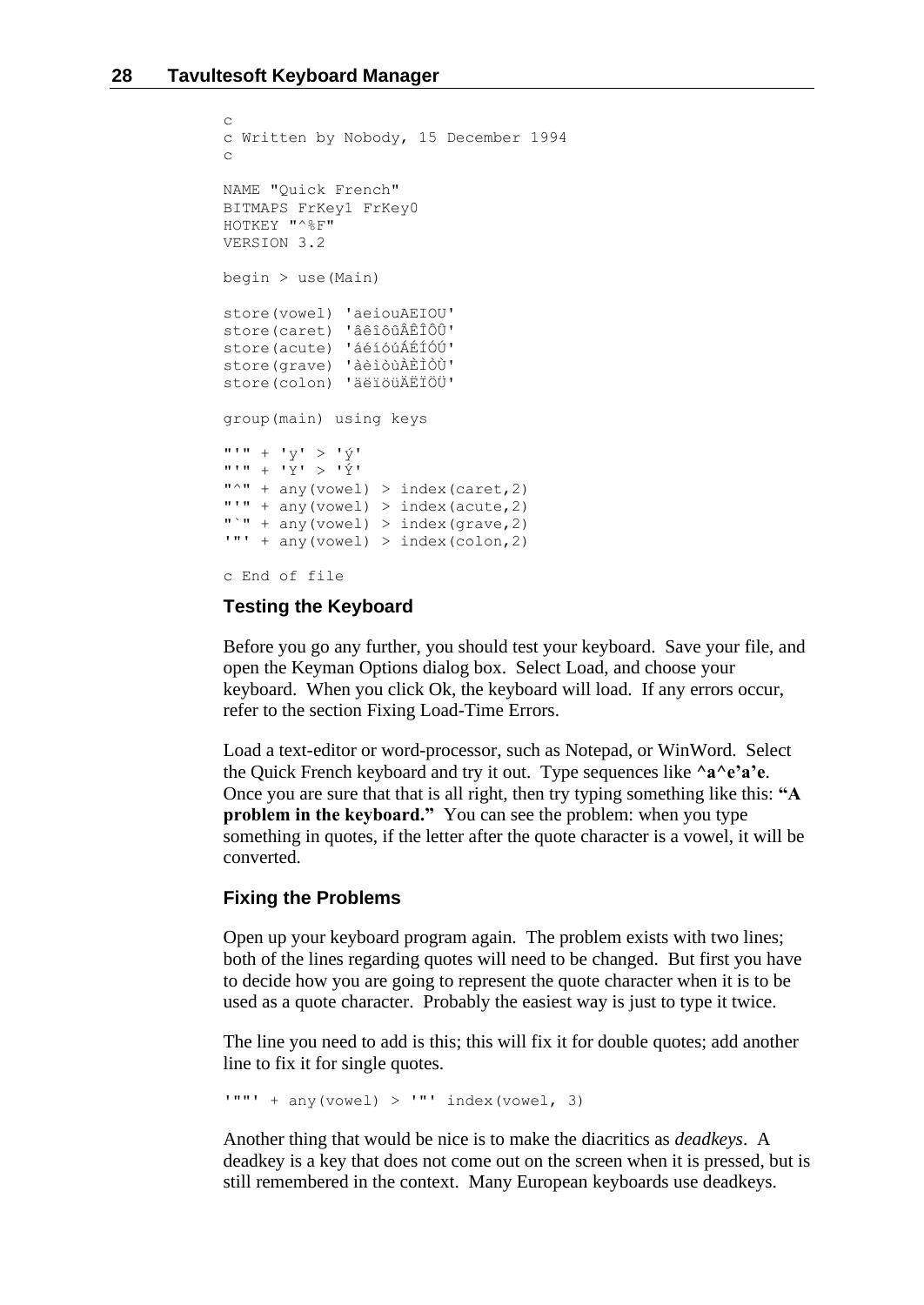```
c
c Written by Nobody, 15 December 1994
c

NAME "Quick French"
BITMAPS FrKey1 FrKey0
HOTKEY "^%F"
VERSION 3.2

begin > use(Main)

store(vowel) 'aeiouAEIOU'
store(caret) 'âêîôûÂÊÎÔÛ'
store(acute) 'áéíóúÁÉÍÓÚ'
store(grave) 'àèìòùÀÈÌÒÙ'
store(colon) 'äëïöüÄËÏÖÜ'

group(main) using keys

"'" + 'y' > 'ý'
"'" + 'Y' > 'Ý'
"^" + any(vowel) > index(caret,2)
"'" + any(vowel) > index(acute,2)
"`" + any(vowel) > index(grave,2)
'"' + any(vowel) > index(colon,2)

c End of file
```

### Testing the Keyboard

Before you go any further, you should test your keyboard. Save your file, and open the Keyman Options dialog box. Select Load, and choose your keyboard. When you click Ok, the keyboard will load. If any errors occur, refer to the section Fixing Load-Time Errors.

Load a text-editor or word-processor, such as Notepad, or WinWord. Select the Quick French keyboard and try it out. Type sequences like **^a^e'a'e**. Once you are sure that that is all right, then try typing something like this: **"A problem in the keyboard."** You can see the problem: when you type something in quotes, if the letter after the quote character is a vowel, it will be converted.

### Fixing the Problems

Open up your keyboard program again. The problem exists with two lines; both of the lines regarding quotes will need to be changed. But first you have to decide how you are going to represent the quote character when it is to be used as a quote character. Probably the easiest way is just to type it twice.

The line you need to add is this; this will fix it for double quotes; add another line to fix it for single quotes.

```
'""' + any(vowel) > '"' index(vowel, 3)
```

Another thing that would be nice is to make the diacritics as *deadkeys*. A deadkey is a key that does not come out on the screen when it is pressed, but is still remembered in the context. Many European keyboards use deadkeys.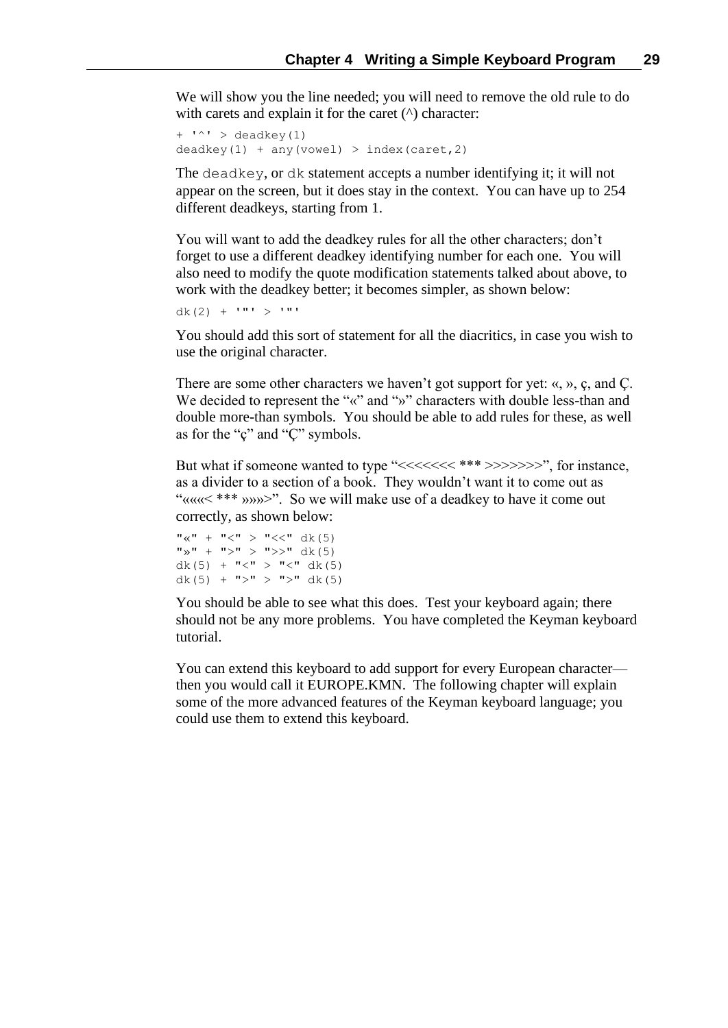We will show you the line needed; you will need to remove the old rule to do with carets and explain it for the caret (^) character:

```
+ '^' > deadkey(1)
deadkey(1) + any(vowel) > index(caret,2)
```

The `deadkey`, or `dk` statement accepts a number identifying it; it will not appear on the screen, but it does stay in the context. You can have up to 254 different deadkeys, starting from 1.

You will want to add the deadkey rules for all the other characters; don't forget to use a different deadkey identifying number for each one. You will also need to modify the quote modification statements talked about above, to work with the deadkey better; it becomes simpler, as shown below:

```
dk(2) + '"' > '"'
```

You should add this sort of statement for all the diacritics, in case you wish to use the original character.

There are some other characters we haven't got support for yet: «, », ç, and Ç. We decided to represent the "«" and "»" characters with double less-than and double more-than symbols. You should be able to add rules for these, as well as for the "ç" and "Ç" symbols.

But what if someone wanted to type "<<<<<<< *** >>>>>>>", for instance, as a divider to a section of a book. They wouldn't want it to come out as "«««< *** »»»>". So we will make use of a deadkey to have it come out correctly, as shown below:

```
"«" + "<" > "<<" dk(5)
"»" + ">" > ">>" dk(5)
dk(5) + "<" > "<" dk(5)
dk(5) + ">" > ">" dk(5)
```

You should be able to see what this does. Test your keyboard again; there should not be any more problems. You have completed the Keyman keyboard tutorial.

You can extend this keyboard to add support for every European character—then you would call it EUROPE.KMN. The following chapter will explain some of the more advanced features of the Keyman keyboard language; you could use them to extend this keyboard.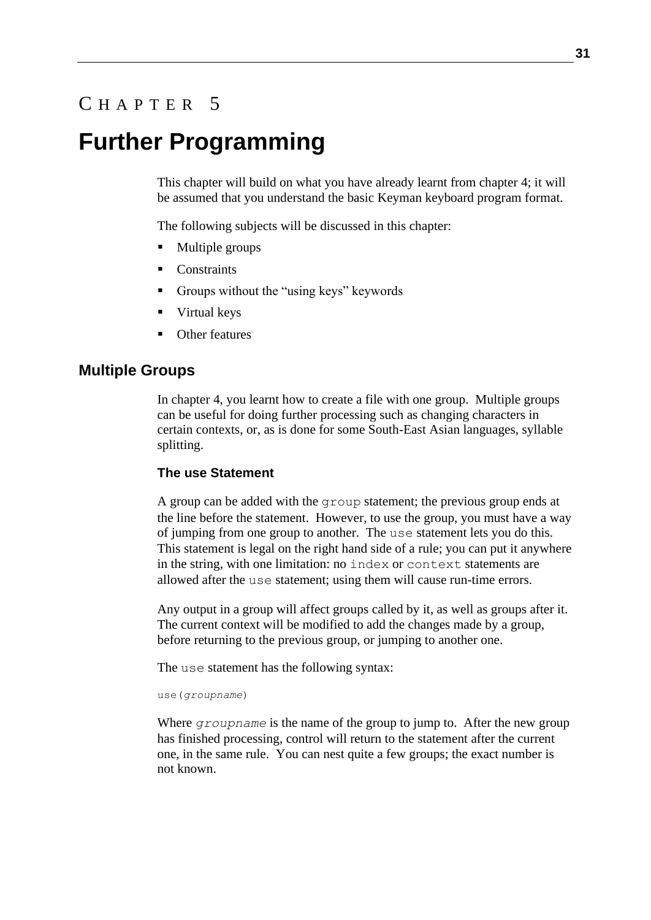# Chapter 5

# Further Programming

This chapter will build on what you have already learnt from chapter 4; it will be assumed that you understand the basic Keyman keyboard program format.

The following subjects will be discussed in this chapter:

- Multiple groups
- Constraints
- Groups without the "using keys" keywords
- Virtual keys
- Other features

## Multiple Groups

In chapter 4, you learnt how to create a file with one group. Multiple groups can be useful for doing further processing such as changing characters in certain contexts, or, as is done for some South-East Asian languages, syllable splitting.

### The use Statement

A group can be added with the `group` statement; the previous group ends at the line before the statement. However, to use the group, you must have a way of jumping from one group to another. The `use` statement lets you do this. This statement is legal on the right hand side of a rule; you can put it anywhere in the string, with one limitation: no `index` or `context` statements are allowed after the `use` statement; using them will cause run-time errors.

Any output in a group will affect groups called by it, as well as groups after it. The current context will be modified to add the changes made by a group, before returning to the previous group, or jumping to another one.

The `use` statement has the following syntax:

```
use(groupname)
```

Where *`groupname`* is the name of the group to jump to. After the new group has finished processing, control will return to the statement after the current one, in the same rule. You can nest quite a few groups; the exact number is not known.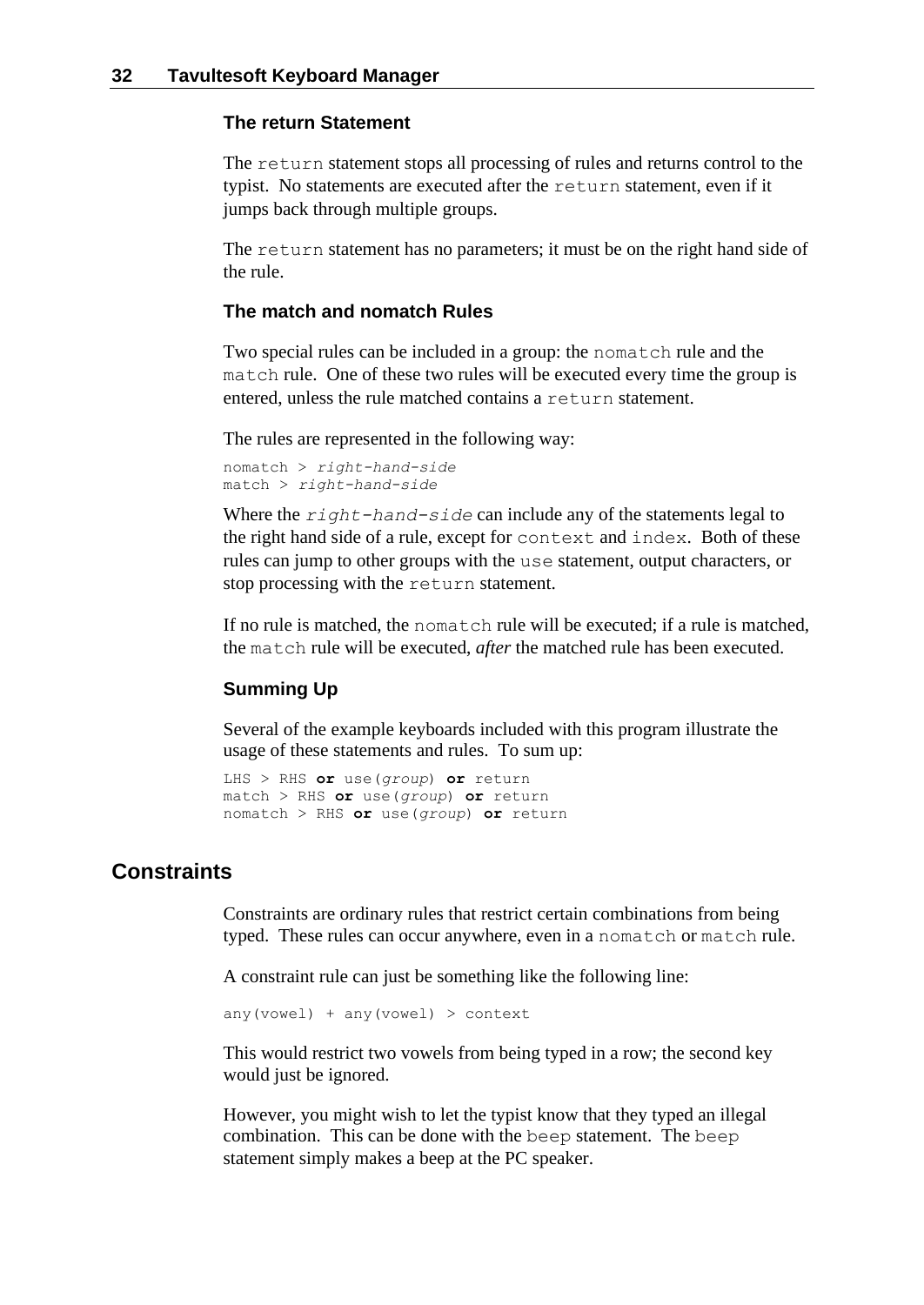### The return Statement

The `return` statement stops all processing of rules and returns control to the typist. No statements are executed after the `return` statement, even if it jumps back through multiple groups.

The `return` statement has no parameters; it must be on the right hand side of the rule.

### The match and nomatch Rules

Two special rules can be included in a group: the `nomatch` rule and the `match` rule. One of these two rules will be executed every time the group is entered, unless the rule matched contains a `return` statement.

The rules are represented in the following way:

```
nomatch > right-hand-side
match > right-hand-side
```

Where the *`right-hand-side`* can include any of the statements legal to the right hand side of a rule, except for `context` and `index`. Both of these rules can jump to other groups with the `use` statement, output characters, or stop processing with the `return` statement.

If no rule is matched, the `nomatch` rule will be executed; if a rule is matched, the `match` rule will be executed, *after* the matched rule has been executed.

### Summing Up

Several of the example keyboards included with this program illustrate the usage of these statements and rules. To sum up:

```
LHS > RHS or use(group) or return
match > RHS or use(group) or return
nomatch > RHS or use(group) or return
```

## Constraints

Constraints are ordinary rules that restrict certain combinations from being typed. These rules can occur anywhere, even in a `nomatch` or `match` rule.

A constraint rule can just be something like the following line:

```
any(vowel) + any(vowel) > context
```

This would restrict two vowels from being typed in a row; the second key would just be ignored.

However, you might wish to let the typist know that they typed an illegal combination. This can be done with the `beep` statement. The `beep` statement simply makes a beep at the PC speaker.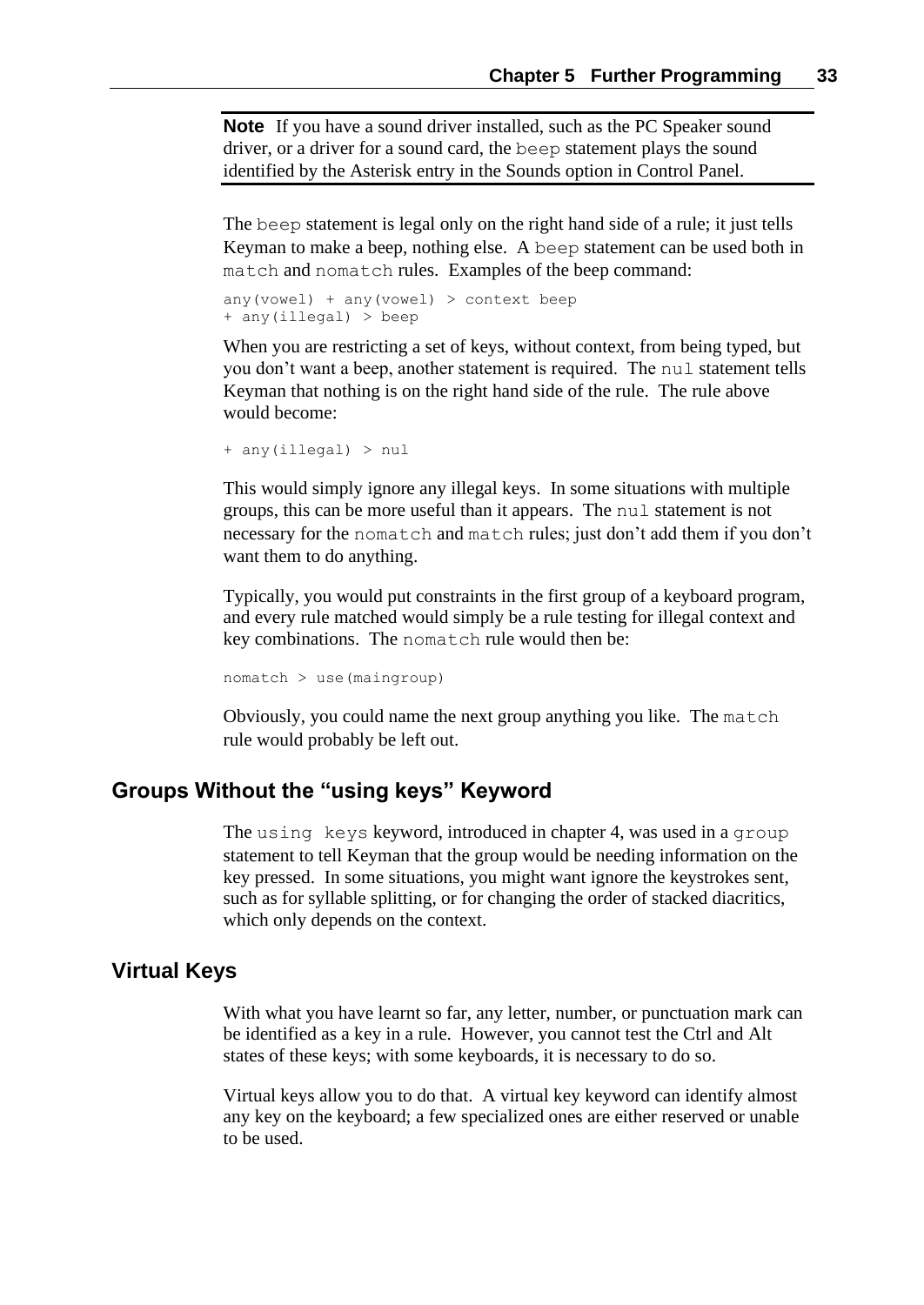> **Note** If you have a sound driver installed, such as the PC Speaker sound driver, or a driver for a sound card, the `beep` statement plays the sound identified by the Asterisk entry in the Sounds option in Control Panel.

The `beep` statement is legal only on the right hand side of a rule; it just tells Keyman to make a beep, nothing else. A `beep` statement can be used both in `match` and `nomatch` rules. Examples of the beep command:

```
any(vowel) + any(vowel) > context beep
+ any(illegal) > beep
```

When you are restricting a set of keys, without context, from being typed, but you don't want a beep, another statement is required. The `nul` statement tells Keyman that nothing is on the right hand side of the rule. The rule above would become:

```
+ any(illegal) > nul
```

This would simply ignore any illegal keys. In some situations with multiple groups, this can be more useful than it appears. The `nul` statement is not necessary for the `nomatch` and `match` rules; just don't add them if you don't want them to do anything.

Typically, you would put constraints in the first group of a keyboard program, and every rule matched would simply be a rule testing for illegal context and key combinations. The `nomatch` rule would then be:

```
nomatch > use(maingroup)
```

Obviously, you could name the next group anything you like. The `match` rule would probably be left out.

## Groups Without the "using keys" Keyword

The `using keys` keyword, introduced in chapter 4, was used in a `group` statement to tell Keyman that the group would be needing information on the key pressed. In some situations, you might want ignore the keystrokes sent, such as for syllable splitting, or for changing the order of stacked diacritics, which only depends on the context.

## Virtual Keys

With what you have learnt so far, any letter, number, or punctuation mark can be identified as a key in a rule. However, you cannot test the Ctrl and Alt states of these keys; with some keyboards, it is necessary to do so.

Virtual keys allow you to do that. A virtual key keyword can identify almost any key on the keyboard; a few specialized ones are either reserved or unable to be used.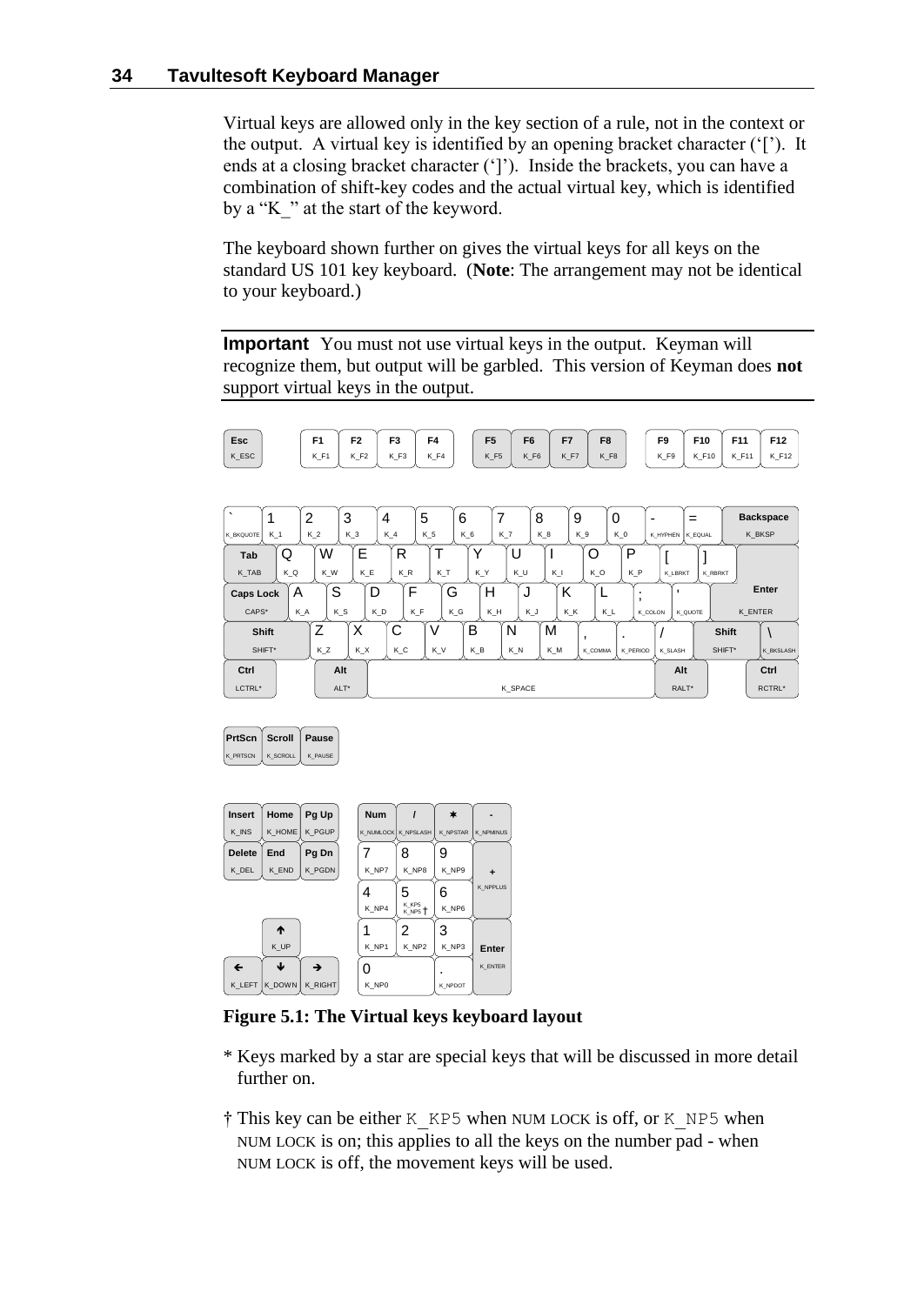Virtual keys are allowed only in the key section of a rule, not in the context or the output. A virtual key is identified by an opening bracket character ('['). It ends at a closing bracket character (']'). Inside the brackets, you can have a combination of shift-key codes and the actual virtual key, which is identified by a "K_" at the start of the keyword.

The keyboard shown further on gives the virtual keys for all keys on the standard US 101 key keyboard. (**Note**: The arrangement may not be identical to your keyboard.)

**Important** You must not use virtual keys in the output. Keyman will recognize them, but output will be garbled. This version of Keyman does **not** support virtual keys in the output.

| Esc | F1 | F2 | F3 | F4 | F5 | F6 | F7 | F8 | F9 | F10 | F11 | F12 |
|---|---|---|---|---|---|---|---|---|---|---|---|---|
| K_ESC | K_F1 | K_F2 | K_F3 | K_F4 | K_F5 | K_F6 | K_F7 | K_F8 | K_F9 | K_F10 | K_F11 | K_F12 |

| ` | 1 | 2 | 3 | 4 | 5 | 6 | 7 | 8 | 9 | 0 | - | = | Backspace |
|---|---|---|---|---|---|---|---|---|---|---|---|---|---|
| K_BKQUOTE | K_1 | K_2 | K_3 | K_4 | K_5 | K_6 | K_7 | K_8 | K_9 | K_0 | K_HYPHEN | K_EQUAL | K_BKSP |

| Tab | Q | W | E | R | T | Y | U | I | O | P | [ | ] |
|---|---|---|---|---|---|---|---|---|---|---|---|---|
| K_TAB | K_Q | K_W | K_E | K_R | K_T | K_Y | K_U | K_I | K_O | K_P | K_LBRKT | K_RBRKT |

| Caps Lock | A | S | D | F | G | H | J | K | L | ; | ' | Enter |
|---|---|---|---|---|---|---|---|---|---|---|---|---|
| CAPS* | K_A | K_S | K_D | K_F | K_G | K_H | K_J | K_K | K_L | K_COLON | K_QUOTE | K_ENTER |

| Shift | Z | X | C | V | B | N | M | , | . | / | Shift | \ |
|---|---|---|---|---|---|---|---|---|---|---|---|---|
| SHIFT* | K_Z | K_X | K_C | K_V | K_B | K_N | K_M | K_COMMA | K_PERIOD | K_SLASH | SHIFT* | K_BKSLASH |

| Ctrl | Alt | (Space) | Alt | Ctrl |
|---|---|---|---|---|
| LCTRL* | ALT* | K_SPACE | RALT* | RCTRL* |

| PrtScn | Scroll | Pause |
|---|---|---|
| K_PRTSCN | K_SCROLL | K_PAUSE |

| Insert | Home | Pg Up |
|---|---|---|
| K_INS | K_HOME | K_PGUP |
| **Delete** | **End** | **Pg Dn** |
| K_DEL | K_END | K_PGDN |
| | ↑ | |
| | K_UP | |
| ← | ↓ | → |
| K_LEFT | K_DOWN | K_RIGHT |

| Num | / | * | - |
|---|---|---|---|
| K_NUMLOCK | K_NPSLASH | K_NPSTAR | K_NPMINUS |
| 7 | 8 | 9 | + |
| K_NP7 | K_NP8 | K_NP9 | K_NPPLUS |
| 4 | 5 | 6 | |
| K_NP4 | K_KP5 / K_NP5 † | K_NP6 | |
| 1 | 2 | 3 | Enter |
| K_NP1 | K_NP2 | K_NP3 | K_ENTER |
| 0 | | . | |
| K_NP0 | | K_NPDOT | |

**Figure 5.1: The Virtual keys keyboard layout**

\* Keys marked by a star are special keys that will be discussed in more detail further on.

† This key can be either `K_KP5` when NUM LOCK is off, or `K_NP5` when NUM LOCK is on; this applies to all the keys on the number pad - when NUM LOCK is off, the movement keys will be used.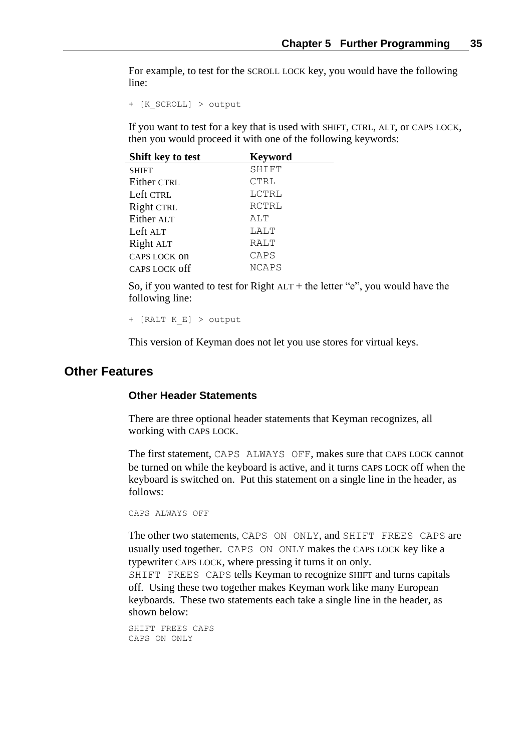For example, to test for the SCROLL LOCK key, you would have the following line:

```
+ [K_SCROLL] > output
```

If you want to test for a key that is used with SHIFT, CTRL, ALT, or CAPS LOCK, then you would proceed it with one of the following keywords:

| Shift key to test | Keyword |
|---|---|
| SHIFT | SHIFT |
| Either CTRL | CTRL |
| Left CTRL | LCTRL |
| Right CTRL | RCTRL |
| Either ALT | ALT |
| Left ALT | LALT |
| Right ALT | RALT |
| CAPS LOCK on | CAPS |
| CAPS LOCK off | NCAPS |

So, if you wanted to test for Right ALT + the letter "e", you would have the following line:

```
+ [RALT K_E] > output
```

This version of Keyman does not let you use stores for virtual keys.

## Other Features

### Other Header Statements

There are three optional header statements that Keyman recognizes, all working with CAPS LOCK.

The first statement, `CAPS ALWAYS OFF`, makes sure that CAPS LOCK cannot be turned on while the keyboard is active, and it turns CAPS LOCK off when the keyboard is switched on. Put this statement on a single line in the header, as follows:

```
CAPS ALWAYS OFF
```

The other two statements, `CAPS ON ONLY`, and `SHIFT FREES CAPS` are usually used together. `CAPS ON ONLY` makes the CAPS LOCK key like a typewriter CAPS LOCK, where pressing it turns it on only. `SHIFT FREES CAPS` tells Keyman to recognize SHIFT and turns capitals off. Using these two together makes Keyman work like many European keyboards. These two statements each take a single line in the header, as shown below:

```
SHIFT FREES CAPS
CAPS ON ONLY
```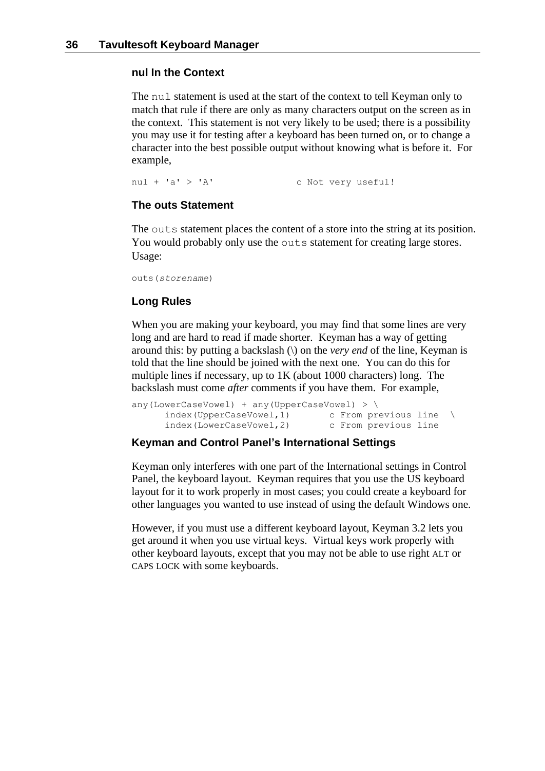### nul In the Context

The `nul` statement is used at the start of the context to tell Keyman only to match that rule if there are only as many characters output on the screen as in the context. This statement is not very likely to be used; there is a possibility you may use it for testing after a keyboard has been turned on, or to change a character into the best possible output without knowing what is before it. For example,

```
nul + 'a' > 'A'               c Not very useful!
```

### The outs Statement

The `outs` statement places the content of a store into the string at its position. You would probably only use the `outs` statement for creating large stores. Usage:

```
outs(storename)
```

### Long Rules

When you are making your keyboard, you may find that some lines are very long and are hard to read if made shorter. Keyman has a way of getting around this: by putting a backslash (\) on the *very end* of the line, Keyman is told that the line should be joined with the next one. You can do this for multiple lines if necessary, up to 1K (about 1000 characters) long. The backslash must come *after* comments if you have them. For example,

```
any(LowerCaseVowel) + any(UpperCaseVowel) > \
      index(UpperCaseVowel,1)       c From previous line  \
      index(LowerCaseVowel,2)       c From previous line
```

### Keyman and Control Panel's International Settings

Keyman only interferes with one part of the International settings in Control Panel, the keyboard layout. Keyman requires that you use the US keyboard layout for it to work properly in most cases; you could create a keyboard for other languages you wanted to use instead of using the default Windows one.

However, if you must use a different keyboard layout, Keyman 3.2 lets you get around it when you use virtual keys. Virtual keys work properly with other keyboard layouts, except that you may not be able to use right ALT or CAPS LOCK with some keyboards.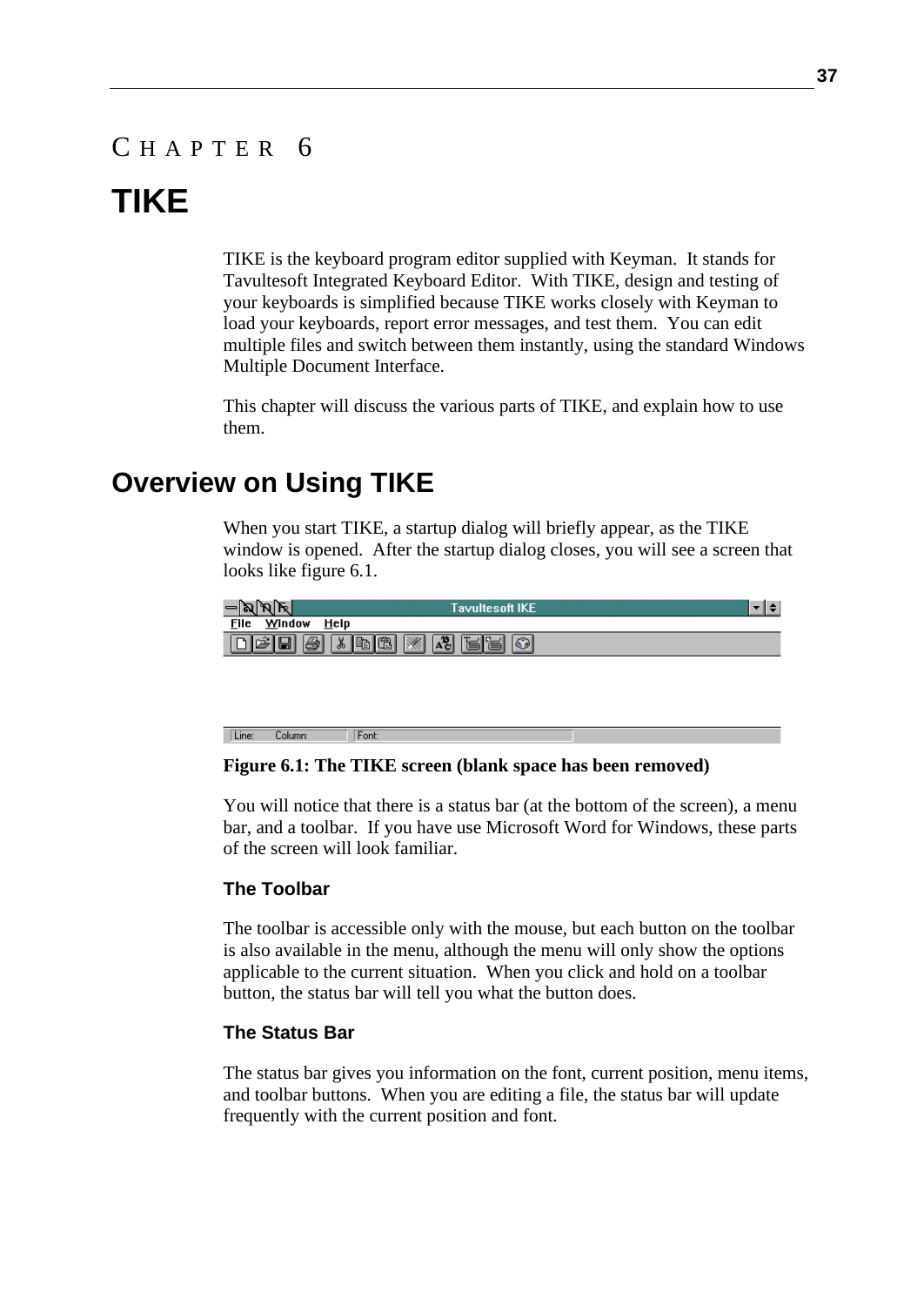# CHAPTER 6

# TIKE

TIKE is the keyboard program editor supplied with Keyman. It stands for Tavultesoft Integrated Keyboard Editor. With TIKE, design and testing of your keyboards is simplified because TIKE works closely with Keyman to load your keyboards, report error messages, and test them. You can edit multiple files and switch between them instantly, using the standard Windows Multiple Document Interface.

This chapter will discuss the various parts of TIKE, and explain how to use them.

## Overview on Using TIKE

When you start TIKE, a startup dialog will briefly appear, as the TIKE window is opened. After the startup dialog closes, you will see a screen that looks like figure 6.1.

**Figure 6.1: The TIKE screen (blank space has been removed)**

You will notice that there is a status bar (at the bottom of the screen), a menu bar, and a toolbar. If you have use Microsoft Word for Windows, these parts of the screen will look familiar.

### The Toolbar

The toolbar is accessible only with the mouse, but each button on the toolbar is also available in the menu, although the menu will only show the options applicable to the current situation. When you click and hold on a toolbar button, the status bar will tell you what the button does.

### The Status Bar

The status bar gives you information on the font, current position, menu items, and toolbar buttons. When you are editing a file, the status bar will update frequently with the current position and font.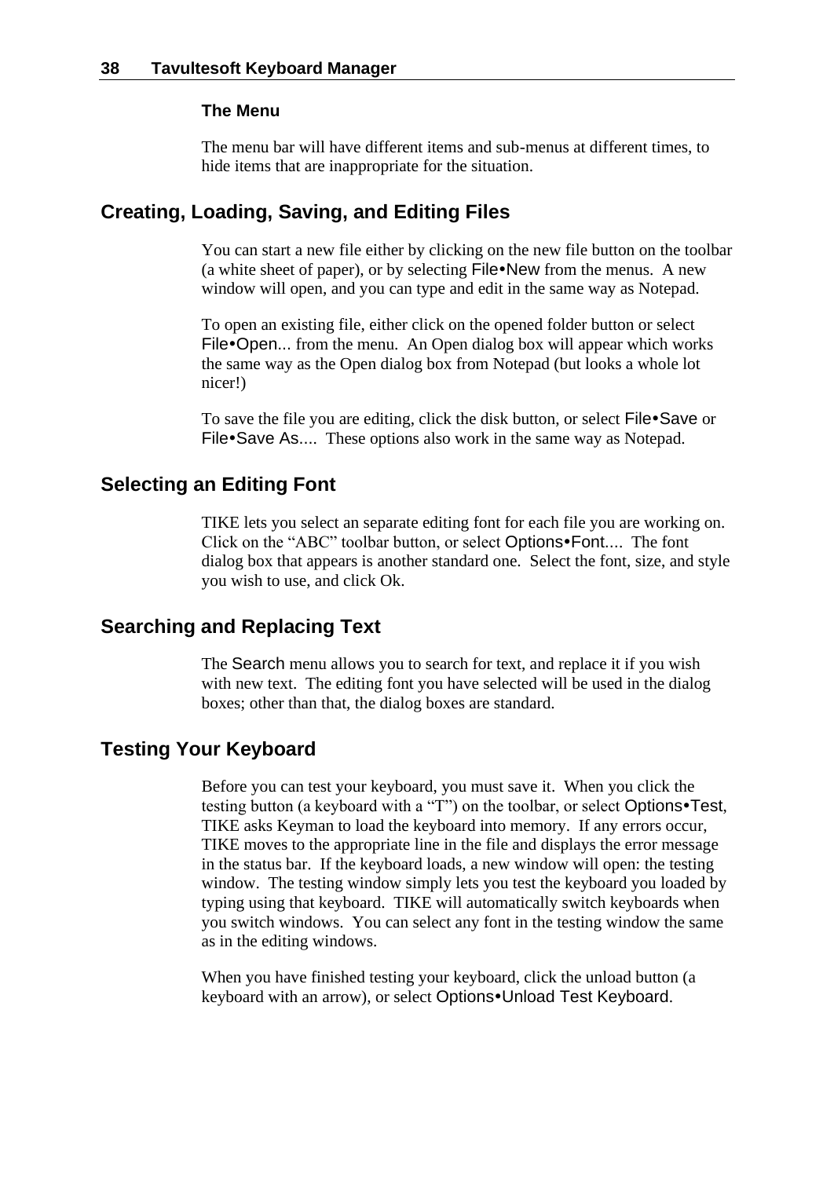### The Menu

The menu bar will have different items and sub-menus at different times, to hide items that are inappropriate for the situation.

## Creating, Loading, Saving, and Editing Files

You can start a new file either by clicking on the new file button on the toolbar (a white sheet of paper), or by selecting File•New from the menus. A new window will open, and you can type and edit in the same way as Notepad.

To open an existing file, either click on the opened folder button or select File•Open... from the menu. An Open dialog box will appear which works the same way as the Open dialog box from Notepad (but looks a whole lot nicer!)

To save the file you are editing, click the disk button, or select File•Save or File•Save As.... These options also work in the same way as Notepad.

## Selecting an Editing Font

TIKE lets you select an separate editing font for each file you are working on. Click on the "ABC" toolbar button, or select Options•Font.... The font dialog box that appears is another standard one. Select the font, size, and style you wish to use, and click Ok.

## Searching and Replacing Text

The Search menu allows you to search for text, and replace it if you wish with new text. The editing font you have selected will be used in the dialog boxes; other than that, the dialog boxes are standard.

## Testing Your Keyboard

Before you can test your keyboard, you must save it. When you click the testing button (a keyboard with a "T") on the toolbar, or select Options•Test, TIKE asks Keyman to load the keyboard into memory. If any errors occur, TIKE moves to the appropriate line in the file and displays the error message in the status bar. If the keyboard loads, a new window will open: the testing window. The testing window simply lets you test the keyboard you loaded by typing using that keyboard. TIKE will automatically switch keyboards when you switch windows. You can select any font in the testing window the same as in the editing windows.

When you have finished testing your keyboard, click the unload button (a keyboard with an arrow), or select Options•Unload Test Keyboard.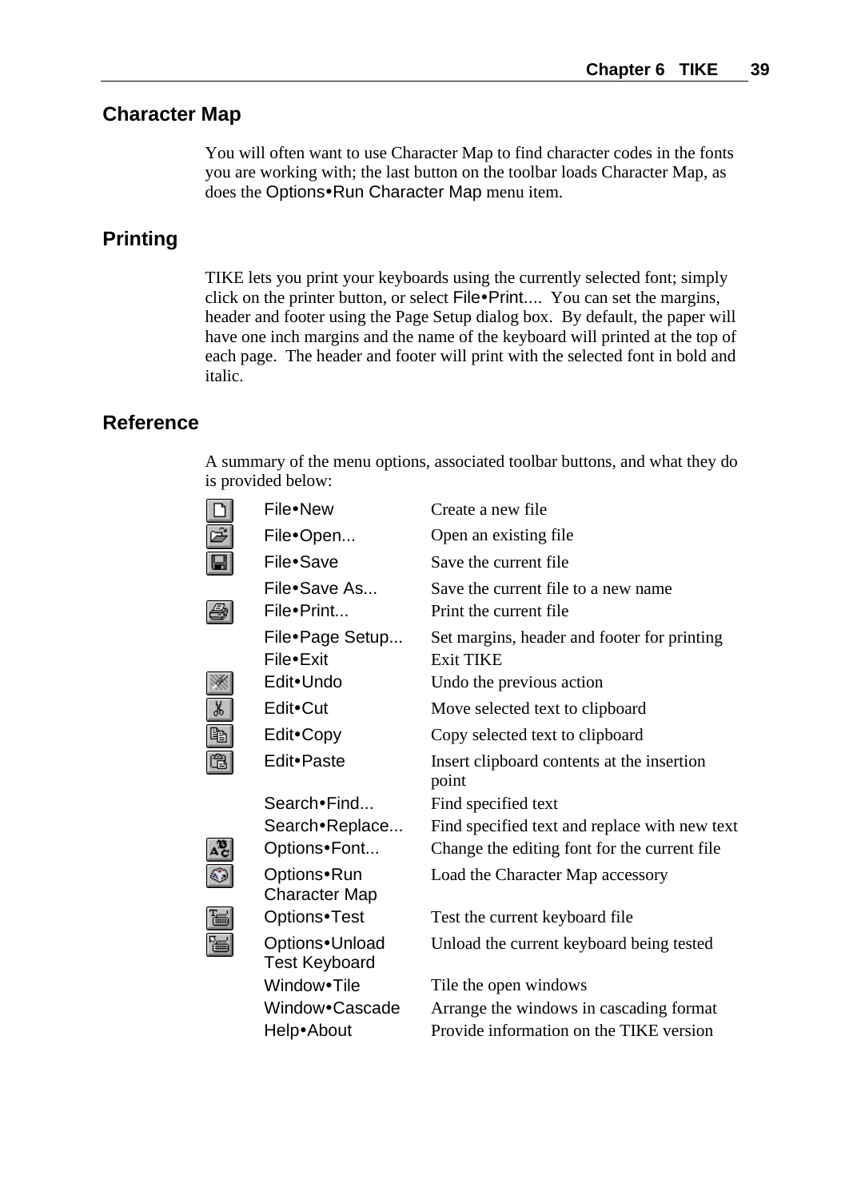## Character Map

You will often want to use Character Map to find character codes in the fonts you are working with; the last button on the toolbar loads Character Map, as does the Options•Run Character Map menu item.

## Printing

TIKE lets you print your keyboards using the currently selected font; simply click on the printer button, or select File•Print.... You can set the margins, header and footer using the Page Setup dialog box. By default, the paper will have one inch margins and the name of the keyboard will printed at the top of each page. The header and footer will print with the selected font in bold and italic.

## Reference

A summary of the menu options, associated toolbar buttons, and what they do is provided below:

| Menu Item | Description |
|---|---|
| File•New | Create a new file |
| File•Open... | Open an existing file |
| File•Save | Save the current file |
| File•Save As... | Save the current file to a new name |
| File•Print... | Print the current file |
| File•Page Setup... | Set margins, header and footer for printing |
| File•Exit | Exit TIKE |
| Edit•Undo | Undo the previous action |
| Edit•Cut | Move selected text to clipboard |
| Edit•Copy | Copy selected text to clipboard |
| Edit•Paste | Insert clipboard contents at the insertion point |
| Search•Find... | Find specified text |
| Search•Replace... | Find specified text and replace with new text |
| Options•Font... | Change the editing font for the current file |
| Options•Run Character Map | Load the Character Map accessory |
| Options•Test | Test the current keyboard file |
| Options•Unload Test Keyboard | Unload the current keyboard being tested |
| Window•Tile | Tile the open windows |
| Window•Cascade | Arrange the windows in cascading format |
| Help•About | Provide information on the TIKE version |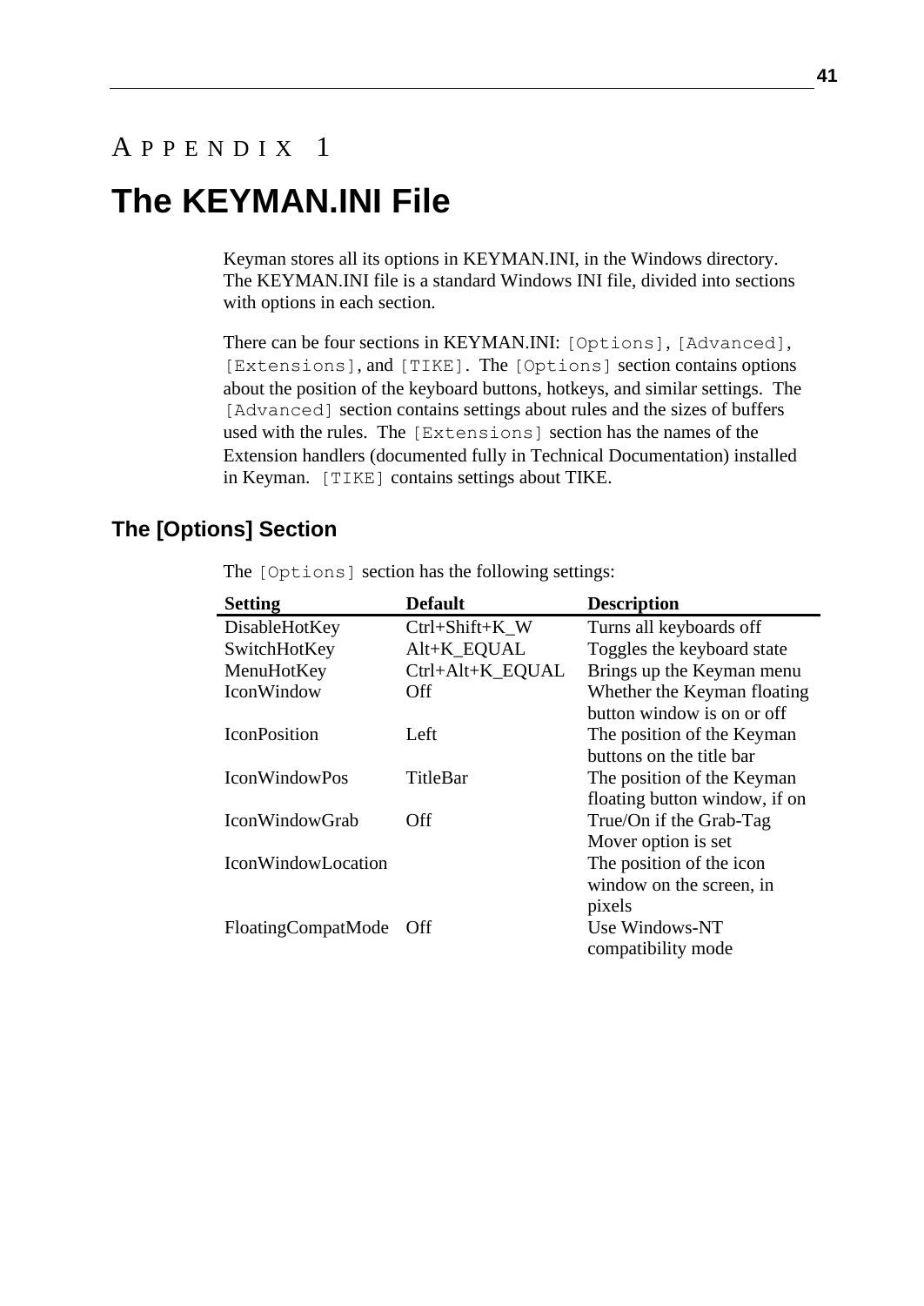# Appendix 1

# The KEYMAN.INI File

Keyman stores all its options in KEYMAN.INI, in the Windows directory. The KEYMAN.INI file is a standard Windows INI file, divided into sections with options in each section.

There can be four sections in KEYMAN.INI: `[Options]`, `[Advanced]`, `[Extensions]`, and `[TIKE]`. The `[Options]` section contains options about the position of the keyboard buttons, hotkeys, and similar settings. The `[Advanced]` section contains settings about rules and the sizes of buffers used with the rules. The `[Extensions]` section has the names of the Extension handlers (documented fully in Technical Documentation) installed in Keyman. `[TIKE]` contains settings about TIKE.

## The [Options] Section

The `[Options]` section has the following settings:

| Setting | Default | Description |
|---|---|---|
| DisableHotKey | Ctrl+Shift+K_W | Turns all keyboards off |
| SwitchHotKey | Alt+K_EQUAL | Toggles the keyboard state |
| MenuHotKey | Ctrl+Alt+K_EQUAL | Brings up the Keyman menu |
| IconWindow | Off | Whether the Keyman floating button window is on or off |
| IconPosition | Left | The position of the Keyman buttons on the title bar |
| IconWindowPos | TitleBar | The position of the Keyman floating button window, if on |
| IconWindowGrab | Off | True/On if the Grab-Tag Mover option is set |
| IconWindowLocation | | The position of the icon window on the screen, in pixels |
| FloatingCompatMode | Off | Use Windows-NT compatibility mode |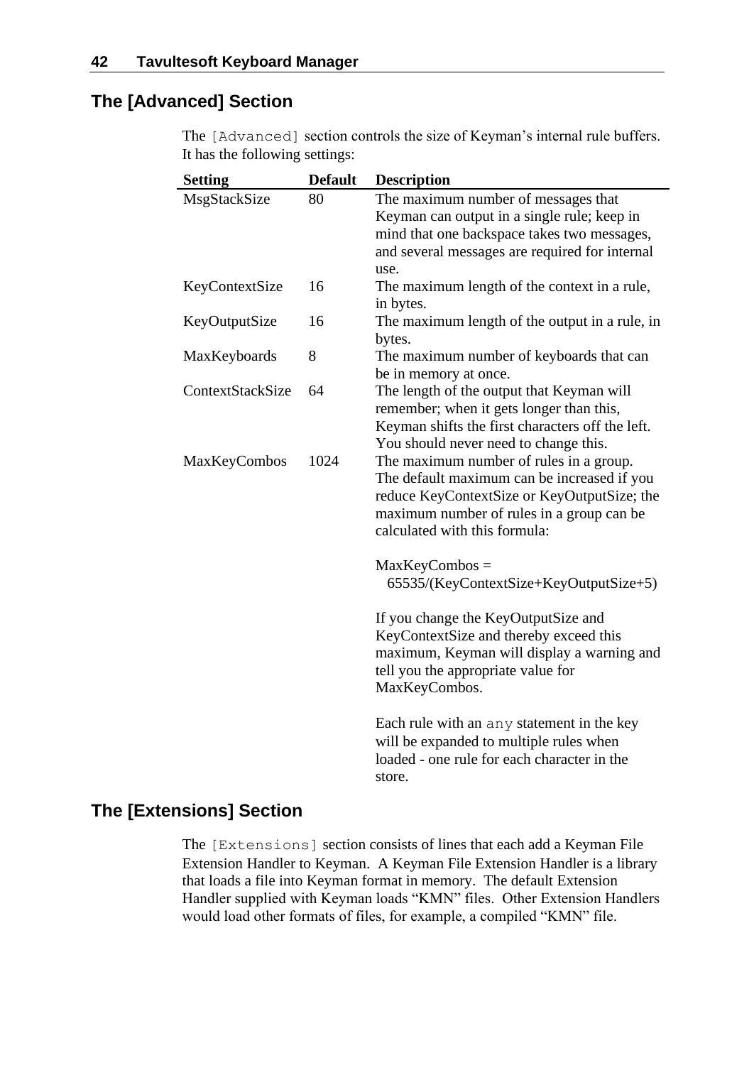## The [Advanced] Section

The `[Advanced]` section controls the size of Keyman's internal rule buffers. It has the following settings:

| Setting | Default | Description |
|---|---|---|
| MsgStackSize | 80 | The maximum number of messages that Keyman can output in a single rule; keep in mind that one backspace takes two messages, and several messages are required for internal use. |
| KeyContextSize | 16 | The maximum length of the context in a rule, in bytes. |
| KeyOutputSize | 16 | The maximum length of the output in a rule, in bytes. |
| MaxKeyboards | 8 | The maximum number of keyboards that can be in memory at once. |
| ContextStackSize | 64 | The length of the output that Keyman will remember; when it gets longer than this, Keyman shifts the first characters off the left. You should never need to change this. |
| MaxKeyCombos | 1024 | The maximum number of rules in a group. The default maximum can be increased if you reduce KeyContextSize or KeyOutputSize; the maximum number of rules in a group can be calculated with this formula:<br><br>MaxKeyCombos = 65535/(KeyContextSize+KeyOutputSize+5)<br><br>If you change the KeyOutputSize and KeyContextSize and thereby exceed this maximum, Keyman will display a warning and tell you the appropriate value for MaxKeyCombos.<br><br>Each rule with an `any` statement in the key will be expanded to multiple rules when loaded - one rule for each character in the store. |

## The [Extensions] Section

The `[Extensions]` section consists of lines that each add a Keyman File Extension Handler to Keyman. A Keyman File Extension Handler is a library that loads a file into Keyman format in memory. The default Extension Handler supplied with Keyman loads "KMN" files. Other Extension Handlers would load other formats of files, for example, a compiled "KMN" file.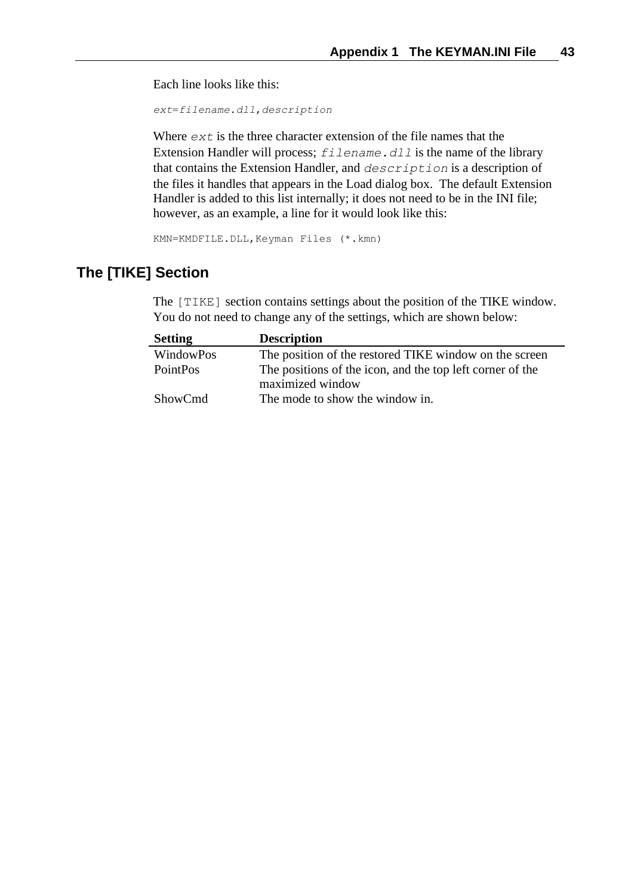Each line looks like this:

```
ext=filename.dll,description
```

Where `ext` is the three character extension of the file names that the Extension Handler will process; `filename.dll` is the name of the library that contains the Extension Handler, and `description` is a description of the files it handles that appears in the Load dialog box. The default Extension Handler is added to this list internally; it does not need to be in the INI file; however, as an example, a line for it would look like this:

```
KMN=KMDFILE.DLL,Keyman Files (*.kmn)
```

## The [TIKE] Section

The `[TIKE]` section contains settings about the position of the TIKE window. You do not need to change any of the settings, which are shown below:

| Setting | Description |
|---|---|
| WindowPos | The position of the restored TIKE window on the screen |
| PointPos | The positions of the icon, and the top left corner of the maximized window |
| ShowCmd | The mode to show the window in. |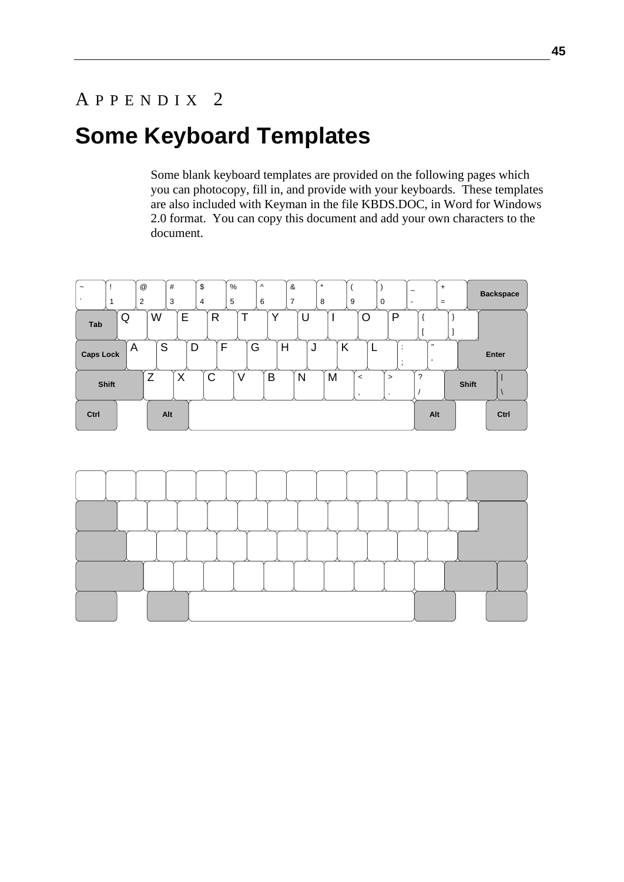# APPENDIX 2

# Some Keyboard Templates

Some blank keyboard templates are provided on the following pages which you can photocopy, fill in, and provide with your keyboards. These templates are also included with Keyman in the file KBDS.DOC, in Word for Windows 2.0 format. You can copy this document and add your own characters to the document.

| ~ ` | ! 1 | @ 2 | # 3 | $ 4 | % 5 | ^ 6 | & 7 | * 8 | ( 9 | ) 0 | _ - | + = | Backspace |
|---|---|---|---|---|---|---|---|---|---|---|---|---|---|
| Tab | Q | W | E | R | T | Y | U | I | O | P | { [ | } ] | |
| Caps Lock | A | S | D | F | G | H | J | K | L | : ; | " ' | Enter | |
| Shift | Z | X | C | V | B | N | M | < , | > . | ? / | Shift | \| \ | |
| Ctrl | | Alt | | | | | | | | | Alt | | Ctrl |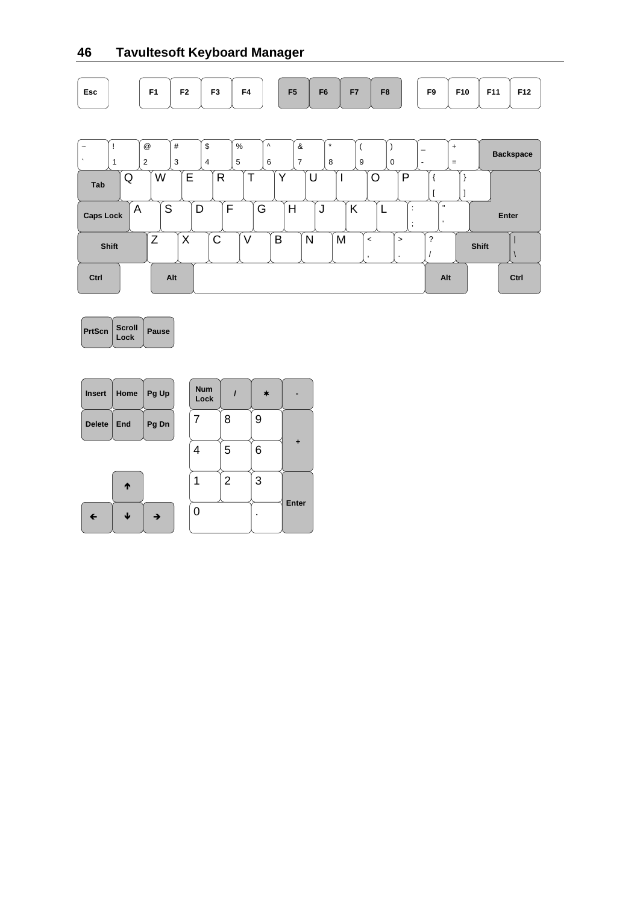Esc F1 F2 F3 F4 F5 F6 F7 F8 F9 F10 F11 F12

~ ` | ! 1 | @ 2 | # 3 | $ 4 | % 5 | ^ 6 | & 7 | * 8 | ( 9 | ) 0 | _ - | + = | Backspace

Tab | Q | W | E | R | T | Y | U | I | O | P | { [ | } ]

Caps Lock | A | S | D | F | G | H | J | K | L | : ; | " ' | Enter

Shift | Z | X | C | V | B | N | M | < , | > . | ? / | Shift | | \

Ctrl | Alt | | Alt | Ctrl

PrtScn | Scroll Lock | Pause

Insert | Home | Pg Up

Delete | End | Pg Dn

↑

← | ↓ | →

Num Lock | / | ✱ | -

7 | 8 | 9 | +

4 | 5 | 6

1 | 2 | 3 | Enter

0 | .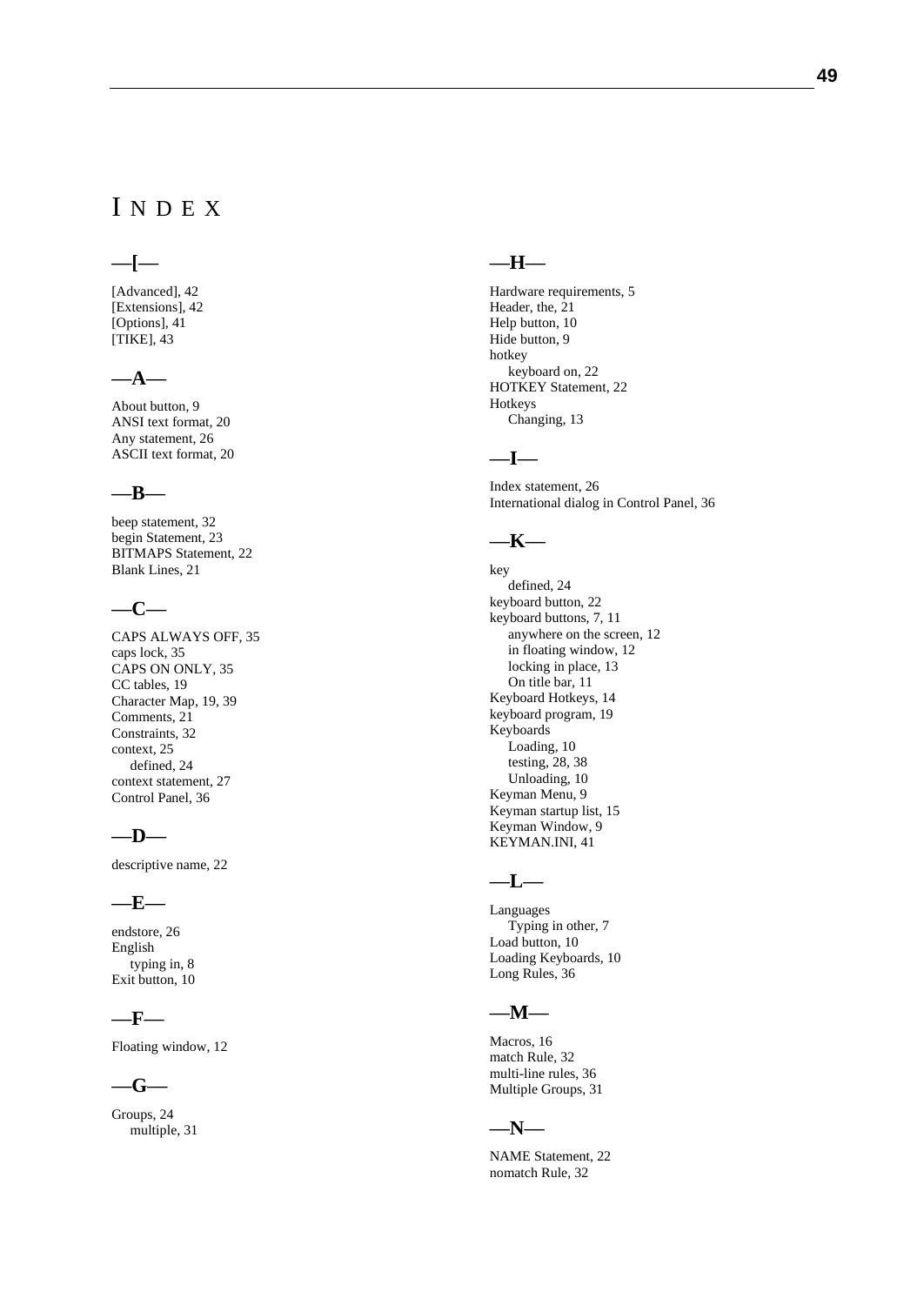# INDEX

## —[—

[Advanced], 42
[Extensions], 42
[Options], 41
[TIKE], 43

## —A—

About button, 9
ANSI text format, 20
Any statement, 26
ASCII text format, 20

## —B—

beep statement, 32
begin Statement, 23
BITMAPS Statement, 22
Blank Lines, 21

## —C—

CAPS ALWAYS OFF, 35
caps lock, 35
CAPS ON ONLY, 35
CC tables, 19
Character Map, 19, 39
Comments, 21
Constraints, 32
context, 25
  defined, 24
context statement, 27
Control Panel, 36

## —D—

descriptive name, 22

## —E—

endstore, 26
English
  typing in, 8
Exit button, 10

## —F—

Floating window, 12

## —G—

Groups, 24
  multiple, 31

## —H—

Hardware requirements, 5
Header, the, 21
Help button, 10
Hide button, 9
hotkey
  keyboard on, 22
HOTKEY Statement, 22
Hotkeys
  Changing, 13

## —I—

Index statement, 26
International dialog in Control Panel, 36

## —K—

key
  defined, 24
keyboard button, 22
keyboard buttons, 7, 11
  anywhere on the screen, 12
  in floating window, 12
  locking in place, 13
  On title bar, 11
Keyboard Hotkeys, 14
keyboard program, 19
Keyboards
  Loading, 10
  testing, 28, 38
  Unloading, 10
Keyman Menu, 9
Keyman startup list, 15
Keyman Window, 9
KEYMAN.INI, 41

## —L—

Languages
  Typing in other, 7
Load button, 10
Loading Keyboards, 10
Long Rules, 36

## —M—

Macros, 16
match Rule, 32
multi-line rules, 36
Multiple Groups, 31

## —N—

NAME Statement, 22
nomatch Rule, 32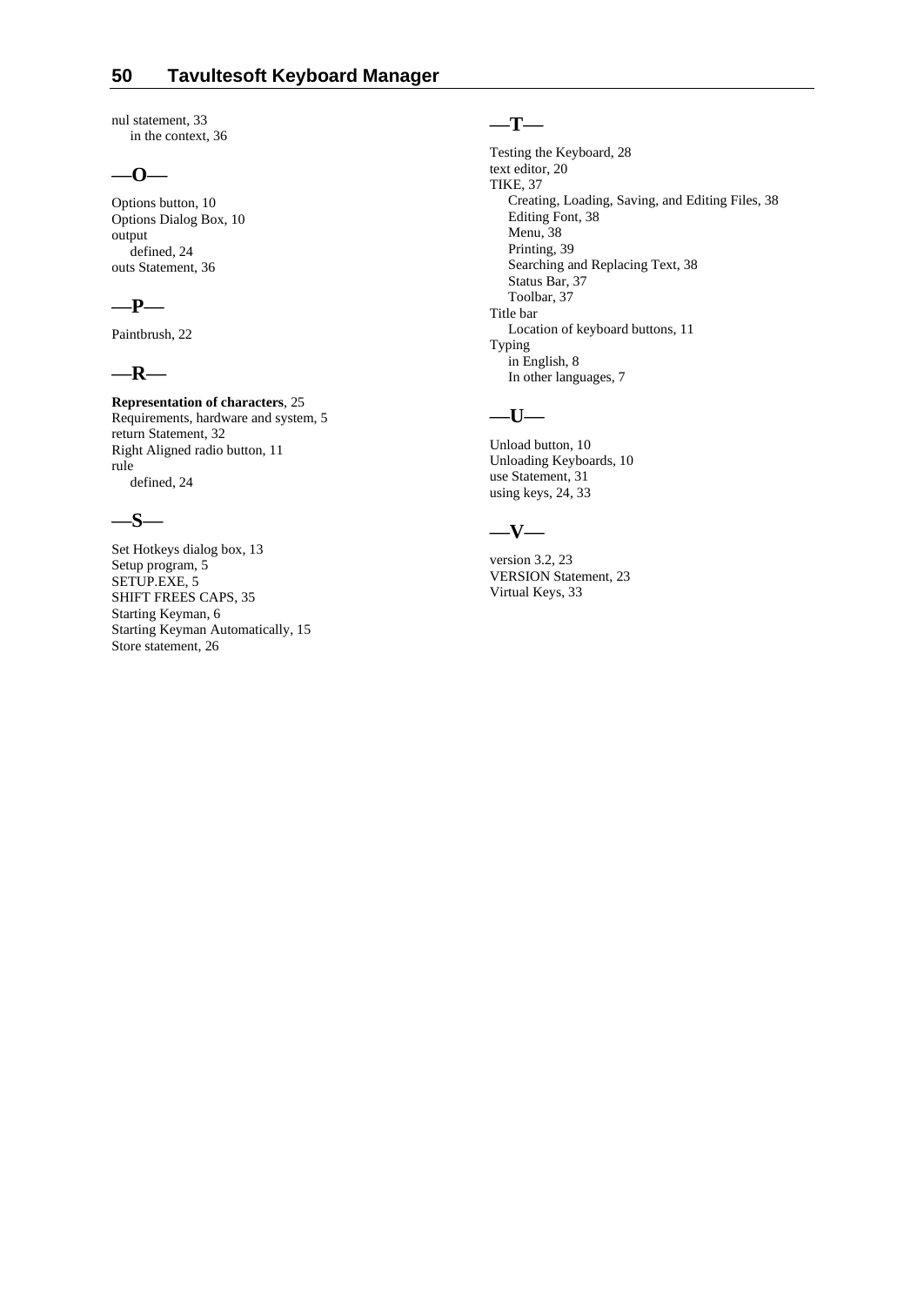nul statement, 33
    in the context, 36

## —O—

Options button, 10
Options Dialog Box, 10
output
    defined, 24
outs Statement, 36

## —P—

Paintbrush, 22

## —R—

**Representation of characters**, 25
Requirements, hardware and system, 5
return Statement, 32
Right Aligned radio button, 11
rule
    defined, 24

## —S—

Set Hotkeys dialog box, 13
Setup program, 5
SETUP.EXE, 5
SHIFT FREES CAPS, 35
Starting Keyman, 6
Starting Keyman Automatically, 15
Store statement, 26

## —T—

Testing the Keyboard, 28
text editor, 20
TIKE, 37
    Creating, Loading, Saving, and Editing Files, 38
    Editing Font, 38
    Menu, 38
    Printing, 39
    Searching and Replacing Text, 38
    Status Bar, 37
    Toolbar, 37
Title bar
    Location of keyboard buttons, 11
Typing
    in English, 8
    In other languages, 7

## —U—

Unload button, 10
Unloading Keyboards, 10
use Statement, 31
using keys, 24, 33

## —V—

version 3.2, 23
VERSION Statement, 23
Virtual Keys, 33